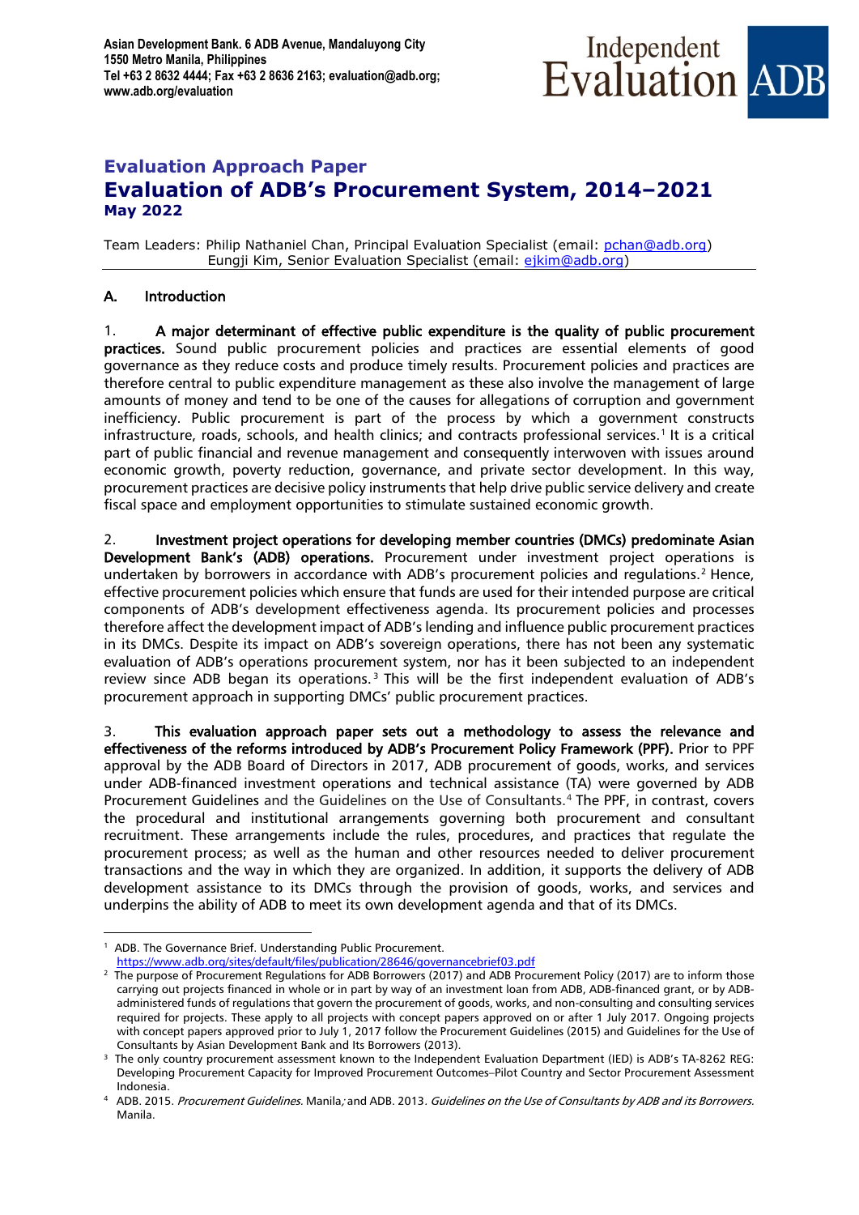Asian Development Bank. 6 ADB Avenue, Mandaluyong City
1550 Metro Manila, Philippines
Tel +63 2 8632 4444; Fax +63 2 8636 2163; evaluation@adb.org;
www.adb.org/evaluation

Independent Evaluation ADB

## Evaluation Approach Paper

# Evaluation of ADB's Procurement System, 2014–2021

**May 2022**

Team Leaders: Philip Nathaniel Chan, Principal Evaluation Specialist (email: pchan@adb.org)
Eungji Kim, Senior Evaluation Specialist (email: ejkim@adb.org)

## A. Introduction

1. **A major determinant of effective public expenditure is the quality of public procurement practices.** Sound public procurement policies and practices are essential elements of good governance as they reduce costs and produce timely results. Procurement policies and practices are therefore central to public expenditure management as these also involve the management of large amounts of money and tend to be one of the causes for allegations of corruption and government inefficiency. Public procurement is part of the process by which a government constructs infrastructure, roads, schools, and health clinics; and contracts professional services.[1] It is a critical part of public financial and revenue management and consequently interwoven with issues around economic growth, poverty reduction, governance, and private sector development. In this way, procurement practices are decisive policy instruments that help drive public service delivery and create fiscal space and employment opportunities to stimulate sustained economic growth.

2. **Investment project operations for developing member countries (DMCs) predominate Asian Development Bank's (ADB) operations.** Procurement under investment project operations is undertaken by borrowers in accordance with ADB's procurement policies and regulations.[2] Hence, effective procurement policies which ensure that funds are used for their intended purpose are critical components of ADB's development effectiveness agenda. Its procurement policies and processes therefore affect the development impact of ADB's lending and influence public procurement practices in its DMCs. Despite its impact on ADB's sovereign operations, there has not been any systematic evaluation of ADB's operations procurement system, nor has it been subjected to an independent review since ADB began its operations.[3] This will be the first independent evaluation of ADB's procurement approach in supporting DMCs' public procurement practices.

3. **This evaluation approach paper sets out a methodology to assess the relevance and effectiveness of the reforms introduced by ADB's Procurement Policy Framework (PPF).** Prior to PPF approval by the ADB Board of Directors in 2017, ADB procurement of goods, works, and services under ADB-financed investment operations and technical assistance (TA) were governed by ADB Procurement Guidelines and the Guidelines on the Use of Consultants.[4] The PPF, in contrast, covers the procedural and institutional arrangements governing both procurement and consultant recruitment. These arrangements include the rules, procedures, and practices that regulate the procurement process; as well as the human and other resources needed to deliver procurement transactions and the way in which they are organized. In addition, it supports the delivery of ADB development assistance to its DMCs through the provision of goods, works, and services and underpins the ability of ADB to meet its own development agenda and that of its DMCs.

---

[1] ADB. The Governance Brief. Understanding Public Procurement. https://www.adb.org/sites/default/files/publication/28646/governancebrief03.pdf

[2] The purpose of Procurement Regulations for ADB Borrowers (2017) and ADB Procurement Policy (2017) are to inform those carrying out projects financed in whole or in part by way of an investment loan from ADB, ADB-financed grant, or by ADB-administered funds of regulations that govern the procurement of goods, works, and consulting services required for projects. These apply to all projects with concept papers approved on or after 1 July 2017. Ongoing projects with concept papers approved prior to July 1, 2017 follow the Procurement Guidelines (2015) and Guidelines for the Use of Consultants by Asian Development Bank and Its Borrowers (2013).

[3] The only country procurement assessment known to the Independent Evaluation Department (IED) is ADB's TA-8262 REG: Developing Procurement Capacity for Improved Procurement Outcomes–Pilot Country and Sector Procurement Assessment Indonesia.

[4] ADB. 2015. *Procurement Guidelines.* Manila; and ADB. 2013. *Guidelines on the Use of Consultants by ADB and its Borrowers.* Manila.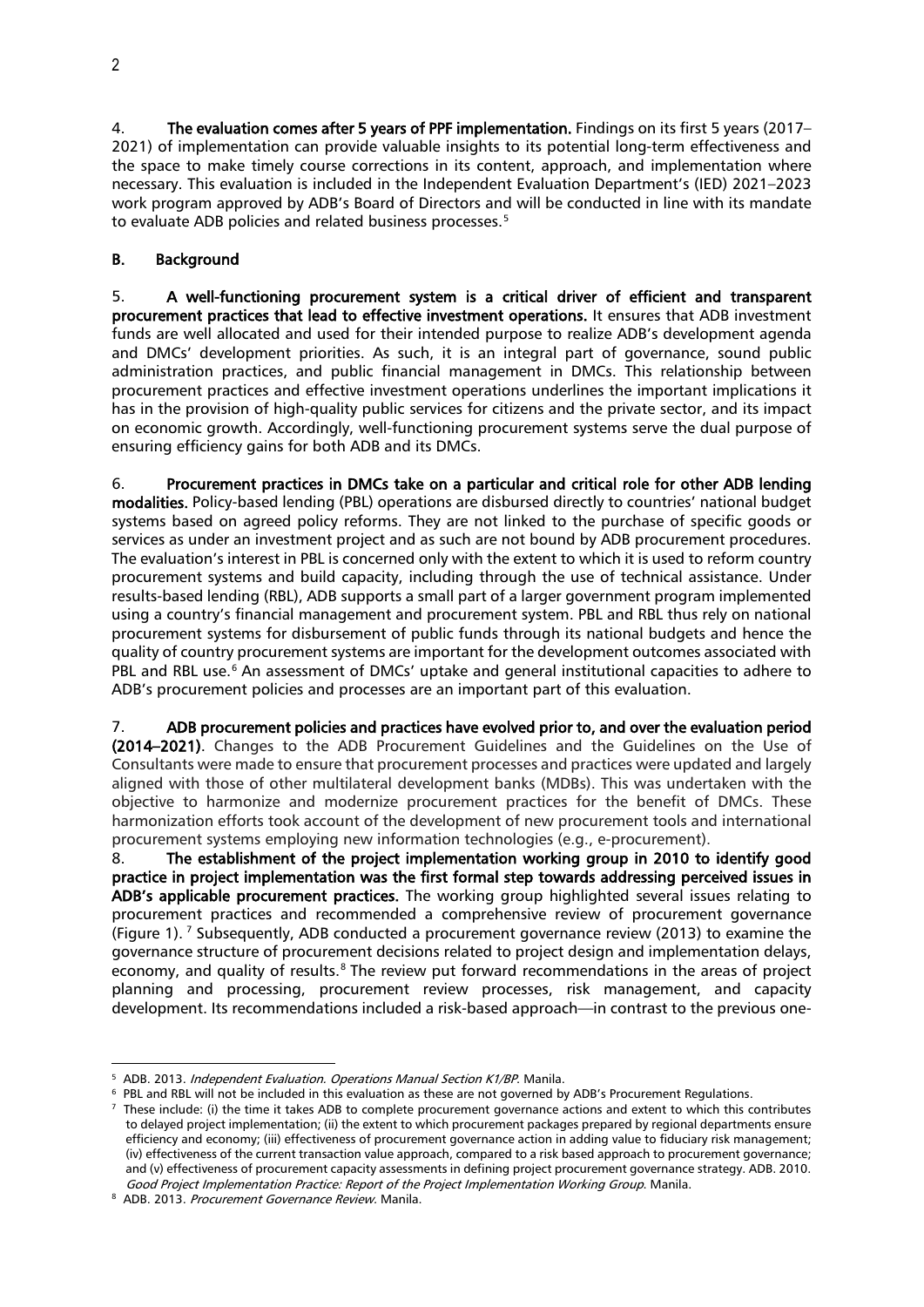4. **The evaluation comes after 5 years of PPF implementation.** Findings on its first 5 years (2017–2021) of implementation can provide valuable insights to its potential long-term effectiveness and the space to make timely course corrections in its content, approach, and implementation where necessary. This evaluation is included in the Independent Evaluation Department's (IED) 2021–2023 work program approved by ADB's Board of Directors and will be conducted in line with its mandate to evaluate ADB policies and related business processes.[5]

## B. Background

5. **A well-functioning procurement system is a critical driver of efficient and transparent procurement practices that lead to effective investment operations.** It ensures that ADB investment funds are well allocated and used for their intended purpose to realize ADB's development agenda and DMCs' development priorities. As such, it is an integral part of governance, sound public administration practices, and public financial management in DMCs. This relationship between procurement practices and effective investment operations underlines the important implications it has in the provision of high-quality public services for citizens and the private sector, and its impact on economic growth. Accordingly, well-functioning procurement systems serve the dual purpose of ensuring efficiency gains for both ADB and its DMCs.

6. **Procurement practices in DMCs take on a particular and critical role for other ADB lending modalities.** Policy-based lending (PBL) operations are disbursed directly to countries' national budget systems based on agreed policy reforms. They are not linked to the purchase of specific goods or services as under an investment project and as such are not bound by ADB procurement procedures. The evaluation's interest in PBL is concerned only with the extent to which it is used to reform country procurement systems and build capacity, including through the use of technical assistance. Under results-based lending (RBL), ADB supports a small part of a larger government program implemented using a country's financial management and procurement system. PBL and RBL thus rely on national procurement systems for disbursement of public funds through its national budgets and hence the quality of country procurement systems are important for the development outcomes associated with PBL and RBL use.[6] An assessment of DMCs' uptake and general institutional capacities to adhere to ADB's procurement policies and processes are an important part of this evaluation.

7. **ADB procurement policies and practices have evolved prior to, and over the evaluation period (2014–2021)**. Changes to the ADB Procurement Guidelines and the Guidelines on the Use of Consultants were made to ensure that procurement processes and practices were updated and largely aligned with those of other multilateral development banks (MDBs). This was undertaken with the objective to harmonize and modernize procurement practices for the benefit of DMCs. These harmonization efforts took account of the development of new procurement tools and international procurement systems employing new information technologies (e.g., e-procurement).

8. **The establishment of the project implementation working group in 2010 to identify good practice in project implementation was the first formal step towards addressing perceived issues in ADB's applicable procurement practices.** The working group highlighted several issues relating to procurement practices and recommended a comprehensive review of procurement governance (Figure 1).[7] Subsequently, ADB conducted a procurement governance review (2013) to examine the governance structure of procurement decisions related to project design and implementation delays, economy, and quality of results.[8] The review put forward recommendations in the areas of project planning and processing, procurement review processes, risk management, and capacity development. Its recommendations included a risk-based approach—in contrast to the previous one-

---

[5] ADB. 2013. *Independent Evaluation. Operations Manual Section K1/BP*. Manila.

[6] PBL and RBL will not be included in this evaluation as these are not governed by ADB's Procurement Regulations.

[7] These include: (i) the time it takes ADB to complete procurement governance actions and extent to which this contributes to delayed project implementation; (ii) the extent to which procurement packages prepared by regional departments ensure efficiency and economy; (iii) effectiveness of procurement governance action in adding value to fiduciary risk management; (iv) effectiveness of the current transaction value approach, compared to a risk based approach to procurement governance; and (v) effectiveness of procurement capacity assessments in defining project procurement governance strategy. ADB. 2010. *Good Project Implementation Practice: Report of the Project Implementation Working Group*. Manila.

[8] ADB. 2013. *Procurement Governance Review.* Manila.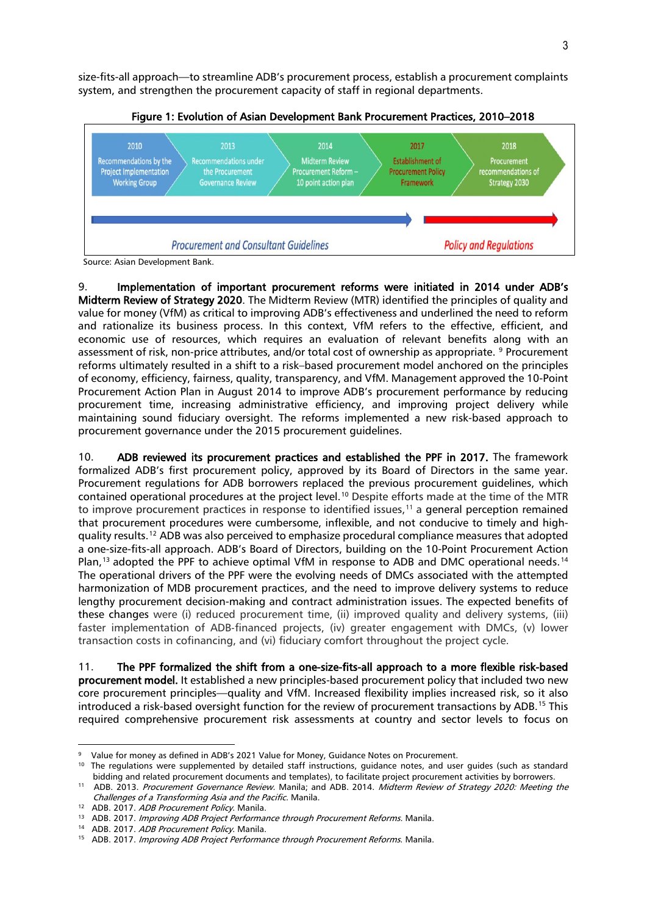size-fits-all approach—to streamline ADB's procurement process, establish a procurement complaints system, and strengthen the procurement capacity of staff in regional departments.

**Figure 1: Evolution of Asian Development Bank Procurement Practices, 2010–2018**

| 2010 | 2013 | 2014 | 2017 | 2018 |
|---|---|---|---|---|
| Recommendations by the Project Implementation Working Group | Recommendations under the Procurement Governance Review | Midterm Review Procurement Reform – 10 point action plan | Establishment of Procurement Policy Framework | Procurement recommendations of Strategy 2030 |

*Procurement and Consultant Guidelines* → *Policy and Regulations*

Source: Asian Development Bank.

9. **Implementation of important procurement reforms were initiated in 2014 under ADB's Midterm Review of Strategy 2020**. The Midterm Review (MTR) identified the principles of quality and value for money (VfM) as critical to improving ADB's effectiveness and underlined the need to reform and rationalize its business process. In this context, VfM refers to the effective, efficient, and economic use of resources, which requires an evaluation of relevant benefits along with an assessment of risk, non-price attributes, and/or total cost of ownership as appropriate. [9] Procurement reforms ultimately resulted in a shift to a risk–based procurement model anchored on the principles of economy, efficiency, fairness, quality, transparency, and VfM. Management approved the 10-Point Procurement Action Plan in August 2014 to improve ADB's procurement performance by reducing procurement time, increasing administrative efficiency, and improving project delivery while maintaining sound fiduciary oversight. The reforms implemented a new risk-based approach to procurement governance under the 2015 procurement guidelines.

10. **ADB reviewed its procurement practices and established the PPF in 2017.** The framework formalized ADB's first procurement policy, approved by its Board of Directors in the same year. Procurement regulations for ADB borrowers replaced the previous procurement guidelines, which contained operational procedures at the project level.[10] Despite efforts made at the time of the MTR to improve procurement practices in response to identified issues,[11] a general perception remained that procurement procedures were cumbersome, inflexible, and not conducive to timely and high-quality results.[12] ADB was also perceived to emphasize procedural compliance measures that adopted a one-size-fits-all approach. ADB's Board of Directors, building on the 10-Point Procurement Action Plan,[13] adopted the PPF to achieve optimal VfM in response to ADB and DMC operational needs.[14] The operational drivers of the PPF were the evolving needs of DMCs associated with the attempted harmonization of MDB procurement practices, and the need to improve delivery systems to reduce lengthy procurement decision-making and contract administration issues. The expected benefits of these changes were (i) reduced procurement time, (ii) improved quality and delivery systems, (iii) faster implementation of ADB-financed projects, (iv) greater engagement with DMCs, (v) lower transaction costs in cofinancing, and (vi) fiduciary comfort throughout the project cycle.

11. **The PPF formalized the shift from a one-size-fits-all approach to a more flexible risk-based procurement model.** It established a new principles-based procurement policy that included two new core procurement principles—quality and VfM. Increased flexibility implies increased risk, so it also introduced a risk-based oversight function for the review of procurement transactions by ADB.[15] This required comprehensive procurement risk assessments at country and sector levels to focus on

---

[9] Value for money as defined in ADB's 2021 Value for Money, Guidance Notes on Procurement.

[10] The regulations were supplemented by detailed staff instructions, guidance notes, and user guides (such as standard bidding and related procurement documents and templates), to facilitate project procurement activities by borrowers.

[11] ADB. 2013. *Procurement Governance Review.* Manila; and ADB. 2014. *Midterm Review of Strategy 2020: Meeting the Challenges of a Transforming Asia and the Pacific.* Manila.

[12] ADB. 2017. *ADB Procurement Policy.* Manila.

[13] ADB. 2017. *Improving ADB Project Performance through Procurement Reforms.* Manila.

[14] ADB. 2017. *ADB Procurement Policy.* Manila.

[15] ADB. 2017. *Improving ADB Project Performance through Procurement Reforms.* Manila.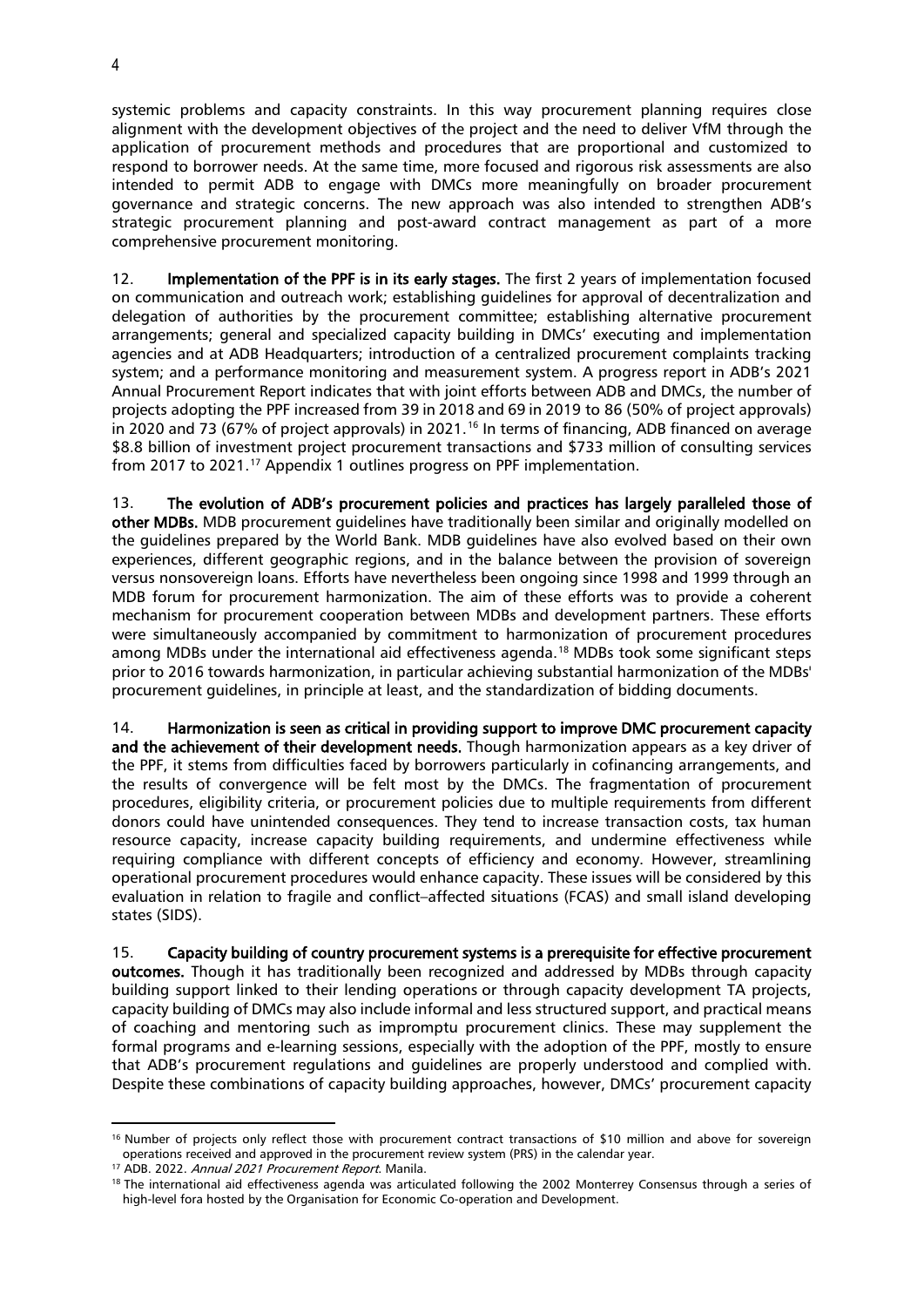systemic problems and capacity constraints. In this way procurement planning requires close alignment with the development objectives of the project and the need to deliver VfM through the application of procurement methods and procedures that are proportional and customized to respond to borrower needs. At the same time, more focused and rigorous risk assessments are also intended to permit ADB to engage with DMCs more meaningfully on broader procurement governance and strategic concerns. The new approach was also intended to strengthen ADB's strategic procurement planning and post-award contract management as part of a more comprehensive procurement monitoring.

12. **Implementation of the PPF is in its early stages.** The first 2 years of implementation focused on communication and outreach work; establishing guidelines for approval of decentralization and delegation of authorities by the procurement committee; establishing alternative procurement arrangements; general and specialized capacity building in DMCs' executing and implementation agencies and at ADB Headquarters; introduction of a centralized procurement complaints tracking system; and a performance monitoring and measurement system. A progress report in ADB's 2021 Annual Procurement Report indicates that with joint efforts between ADB and DMCs, the number of projects adopting the PPF increased from 39 in 2018 and 69 in 2019 to 86 (50% of project approvals) in 2020 and 73 (67% of project approvals) in 2021.[16] In terms of financing, ADB financed on average \$8.8 billion of investment project procurement transactions and \$733 million of consulting services from 2017 to 2021.[17] Appendix 1 outlines progress on PPF implementation.

13. **The evolution of ADB's procurement policies and practices has largely paralleled those of other MDBs.** MDB procurement guidelines have traditionally been similar and originally modelled on the guidelines prepared by the World Bank. MDB guidelines have also evolved based on their own experiences, different geographic regions, and in the balance between the provision of sovereign versus nonsovereign loans. Efforts have nevertheless been ongoing since 1998 and 1999 through an MDB forum for procurement harmonization. The aim of these efforts was to provide a coherent mechanism for procurement cooperation between MDBs and development partners. These efforts were simultaneously accompanied by commitment to harmonization of procurement procedures among MDBs under the international aid effectiveness agenda.[18] MDBs took some significant steps prior to 2016 towards harmonization, in particular achieving substantial harmonization of the MDBs' procurement guidelines, in principle at least, and the standardization of bidding documents.

14. **Harmonization is seen as critical in providing support to improve DMC procurement capacity and the achievement of their development needs.** Though harmonization appears as a key driver of the PPF, it stems from difficulties faced by borrowers particularly in cofinancing arrangements, and the results of convergence will be felt most by the DMCs. The fragmentation of procurement procedures, eligibility criteria, or procurement policies due to multiple requirements from different donors could have unintended consequences. They tend to increase transaction costs, tax human resource capacity, increase capacity building requirements, and undermine effectiveness while requiring compliance with different concepts of efficiency and economy. However, streamlining operational procurement procedures would enhance capacity. These issues will be considered by this evaluation in relation to fragile and conflict–affected situations (FCAS) and small island developing states (SIDS).

15. **Capacity building of country procurement systems is a prerequisite for effective procurement outcomes.** Though it has traditionally been recognized and addressed by MDBs through capacity building support linked to their lending operations or through capacity development TA projects, capacity building of DMCs may also include informal and less structured support, and practical means of coaching and mentoring such as impromptu procurement clinics. These may supplement the formal programs and e-learning sessions, especially with the adoption of the PPF, mostly to ensure that ADB's procurement regulations and guidelines are properly understood and complied with. Despite these combinations of capacity building approaches, however, DMCs' procurement capacity

---

[16] Number of projects only reflect those with procurement contract transactions of \$10 million and above for sovereign operations received and approved in the procurement review system (PRS) in the calendar year.

[17] ADB. 2022. *Annual 2021 Procurement Report*. Manila.

[18] The international aid effectiveness agenda was articulated following the 2002 Monterrey Consensus through a series of high-level fora hosted by the Organisation for Economic Co-operation and Development.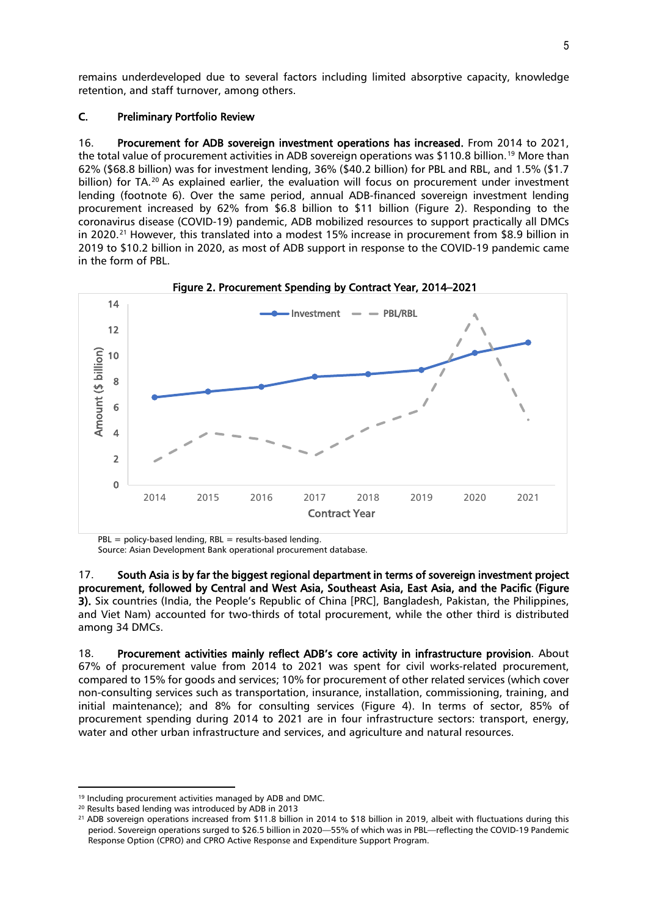remains underdeveloped due to several factors including limited absorptive capacity, knowledge retention, and staff turnover, among others.

### C. Preliminary Portfolio Review

16. **Procurement for ADB sovereign investment operations has increased.** From 2014 to 2021, the total value of procurement activities in ADB sovereign operations was $110.8 billion.[19] More than 62% ($68.8 billion) was for investment lending, 36% ($40.2 billion) for PBL and RBL, and 1.5% ($1.7 billion) for TA.[20] As explained earlier, the evaluation will focus on procurement under investment lending (footnote 6). Over the same period, annual ADB-financed sovereign investment lending procurement increased by 62% from $6.8 billion to $11 billion (Figure 2). Responding to the coronavirus disease (COVID-19) pandemic, ADB mobilized resources to support practically all DMCs in 2020.[21] However, this translated into a modest 15% increase in procurement from $8.9 billion in 2019 to $10.2 billion in 2020, as most of ADB support in response to the COVID-19 pandemic came in the form of PBL.

**Figure 2. Procurement Spending by Contract Year, 2014–2021**

PBL = policy-based lending, RBL = results-based lending.
Source: Asian Development Bank operational procurement database.

17. **South Asia is by far the biggest regional department in terms of sovereign investment project procurement, followed by Central and West Asia, Southeast Asia, East Asia, and the Pacific (Figure 3).** Six countries (India, the People's Republic of China [PRC], Bangladesh, Pakistan, the Philippines, and Viet Nam) accounted for two-thirds of total procurement, while the other third is distributed among 34 DMCs.

18. **Procurement activities mainly reflect ADB's core activity in infrastructure provision**. About 67% of procurement value from 2014 to 2021 was spent for civil works-related procurement, compared to 15% for goods and services; 10% for procurement of other related services (which cover non-consulting services such as transportation, insurance, installation, commissioning, training, and initial maintenance); and 8% for consulting services (Figure 4). In terms of sector, 85% of procurement spending during 2014 to 2021 are in four infrastructure sectors: transport, energy, water and other urban infrastructure and services, and agriculture and natural resources.

---

[19] Including procurement activities managed by ADB and DMC.

[20] Results based lending was introduced by ADB in 2013

[21] ADB sovereign operations increased from $11.8 billion in 2014 to $18 billion in 2019, albeit with fluctuations during this period. Sovereign operations surged to $26.5 billion in 2020—55% of which was in PBL—reflecting the COVID-19 Pandemic Response Option (CPRO) and CPRO Active Response and Expenditure Support Program.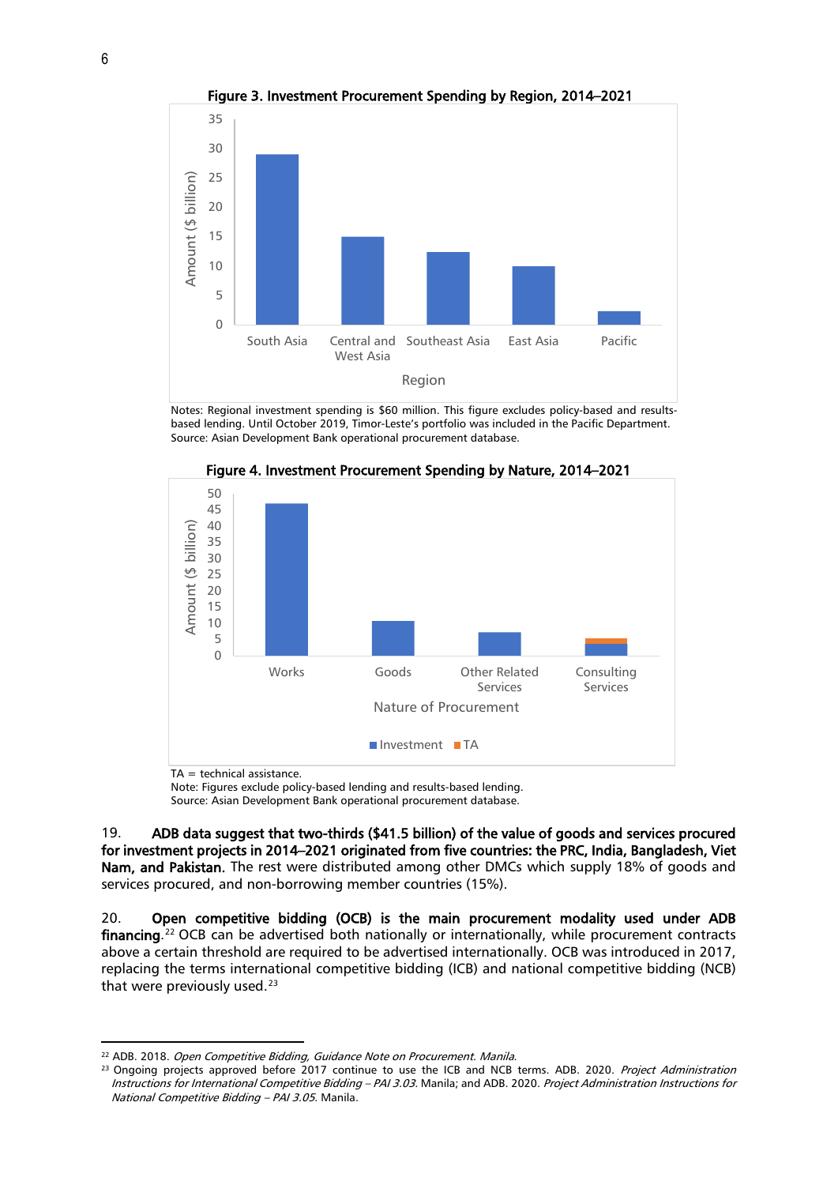**Figure 3. Investment Procurement Spending by Region, 2014–2021**

Notes: Regional investment spending is $60 million. This figure excludes policy-based and results-based lending. Until October 2019, Timor-Leste's portfolio was included in the Pacific Department.
Source: Asian Development Bank operational procurement database.

**Figure 4. Investment Procurement Spending by Nature, 2014–2021**

TA = technical assistance.
Note: Figures exclude policy-based lending and results-based lending.
Source: Asian Development Bank operational procurement database.

19. **ADB data suggest that two-thirds ($41.5 billion) of the value of goods and services procured for investment projects in 2014–2021 originated from five countries: the PRC, India, Bangladesh, Viet Nam, and Pakistan.** The rest were distributed among other DMCs which supply 18% of goods and services procured, and non-borrowing member countries (15%).

20. **Open competitive bidding (OCB) is the main procurement modality used under ADB financing.**[22] OCB can be advertised both nationally or internationally, while procurement contracts above a certain threshold are required to be advertised internationally. OCB was introduced in 2017, replacing the terms international competitive bidding (ICB) and national competitive bidding (NCB) that were previously used.[23]

---

[22] ADB. 2018. *Open Competitive Bidding, Guidance Note on Procurement. Manila.*

[23] Ongoing projects approved before 2017 continue to use the ICB and NCB terms. ADB. 2020. *Project Administration Instructions for International Competitive Bidding – PAI 3.03.* Manila; and ADB. 2020. *Project Administration Instructions for National Competitive Bidding – PAI 3.05.* Manila.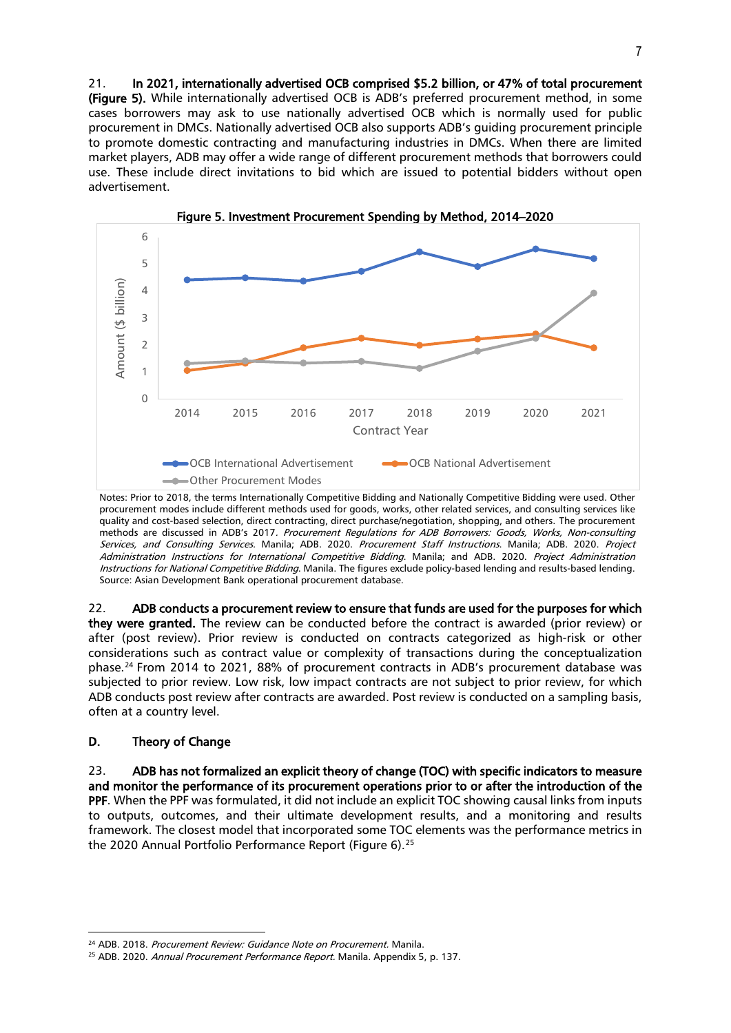21. **In 2021, internationally advertised OCB comprised $5.2 billion, or 47% of total procurement (Figure 5).** While internationally advertised OCB is ADB's preferred procurement method, in some cases borrowers may ask to use nationally advertised OCB which is normally used for public procurement in DMCs. Nationally advertised OCB also supports ADB's guiding procurement principle to promote domestic contracting and manufacturing industries in DMCs. When there are limited market players, ADB may offer a wide range of different procurement methods that borrowers could use. These include direct invitations to bid which are issued to potential bidders without open advertisement.

**Figure 5. Investment Procurement Spending by Method, 2014–2020**

Notes: Prior to 2018, the terms Internationally Competitive Bidding and Nationally Competitive Bidding were used. Other procurement modes include different methods used for goods, works, other related services, and consulting services like quality and cost-based selection, direct contracting, direct purchase/negotiation, shopping, and others. The procurement methods are discussed in ADB's 2017. *Procurement Regulations for ADB Borrowers: Goods, Works, Non-consulting Services, and Consulting Services*. Manila; ADB. 2020. *Procurement Staff Instructions*. Manila; ADB. 2020. *Project Administration Instructions for International Competitive Bidding*. Manila; and ADB. 2020. *Project Administration Instructions for National Competitive Bidding*. Manila. The figures exclude policy-based lending and results-based lending.
Source: Asian Development Bank operational procurement database.

22. **ADB conducts a procurement review to ensure that funds are used for the purposes for which they were granted.** The review can be conducted before the contract is awarded (prior review) or after (post review). Prior review is conducted on contracts categorized as high-risk or other considerations such as contract value or complexity of transactions during the conceptualization phase.[24] From 2014 to 2021, 88% of procurement contracts in ADB's procurement database was subjected to prior review. Low risk, low impact contracts are not subject to prior review, for which ADB conducts post review after contracts are awarded. Post review is conducted on a sampling basis, often at a country level.

### D. Theory of Change

23. **ADB has not formalized an explicit theory of change (TOC) with specific indicators to measure and monitor the performance of its procurement operations prior to or after the introduction of the PPF.** When the PPF was formulated, it did not include an explicit TOC showing causal links from inputs to outputs, outcomes, and their ultimate development results, and a monitoring and results framework. The closest model that incorporated some TOC elements was the performance metrics in the 2020 Annual Portfolio Performance Report (Figure 6).[25]

---

[24] ADB. 2018. *Procurement Review: Guidance Note on Procurement.* Manila.
[25] ADB. 2020. *Annual Procurement Performance Report.* Manila. Appendix 5, p. 137.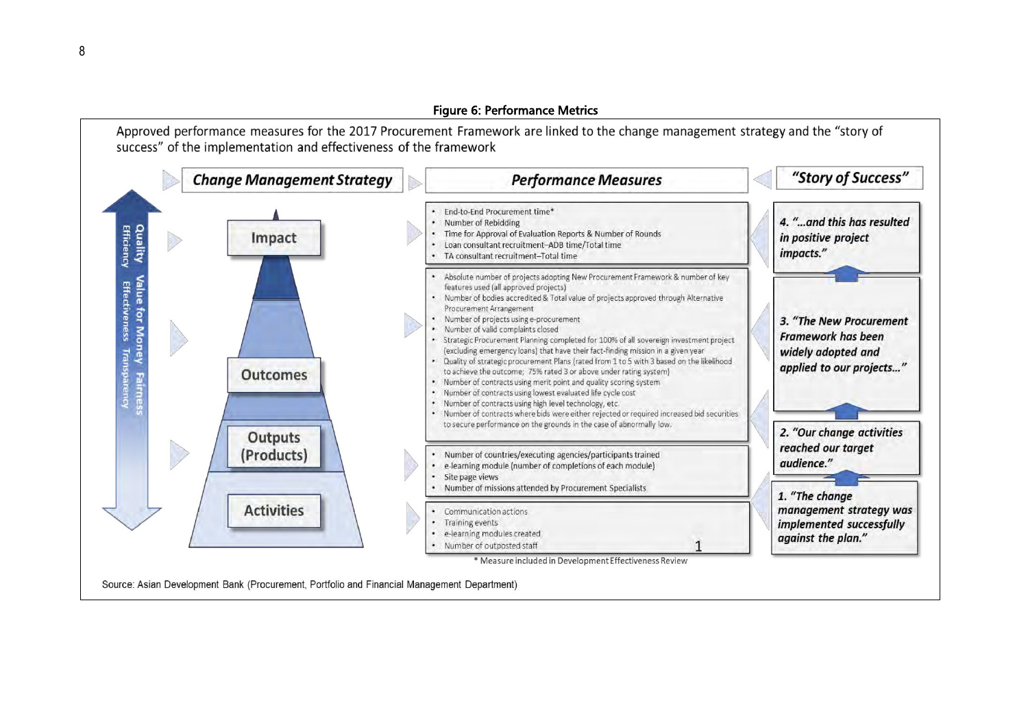**Figure 6: Performance Metrics**

Approved performance measures for the 2017 Procurement Framework are linked to the change management strategy and the "story of success" of the implementation and effectiveness of the framework

| *Change Management Strategy* | *Performance Measures* | *"Story of Success"* |
|---|---|---|
| Impact | • End-to-End Procurement time*<br>• Number of Rebidding<br>• Time for Approval of Evaluation Reports & Number of Rounds<br>• Loan consultant recruitment–ADB time/Total time<br>• TA consultant recruitment–Total time | *4. "...and this has resulted in positive project impacts."* |
| Outcomes | • Absolute number of projects adopting New Procurement Framework & number of key features used (all approved projects)<br>• Number of bodies accredited & Total value of projects approved through Alternative Procurement Arrangement<br>• Number of projects using e-procurement<br>• Number of valid complaints closed<br>• Strategic Procurement Planning completed for 100% of all sovereign investment project (excluding emergency loans) that have their fact-finding mission in a given year<br>• Quality of strategic procurement Plans (rated from 1 to 5 with 3 based on the likelihood to achieve the outcome; 75% rated 3 or above under rating system)<br>• Number of contracts using merit point and quality scoring system<br>• Number of contracts using lowest evaluated life cycle cost<br>• Number of contracts using high level technology, etc.<br>• Number of contracts where bids were either rejected or required increased bid securities to secure performance on the grounds in the case of abnormally low. | *3. "The New Procurement Framework has been widely adopted and applied to our projects..."* |
| Outputs (Products) | • Number of countries/executing agencies/participants trained<br>• e-learning module (number of completions of each module)<br>• Site page views<br>• Number of missions attended by Procurement Specialists | *2. "Our change activities reached our target audience."* |
| Activities | • Communication actions<br>• Training events<br>• e-learning modules created<br>• Number of outposted staff | *1. "The change management strategy was implemented successfully against the plan."* |

Quality · Value for Money · Fairness · Efficiency · Effectiveness · Transparency

\* Measure included in Development Effectiveness Review

Source: Asian Development Bank (Procurement, Portfolio and Financial Management Department)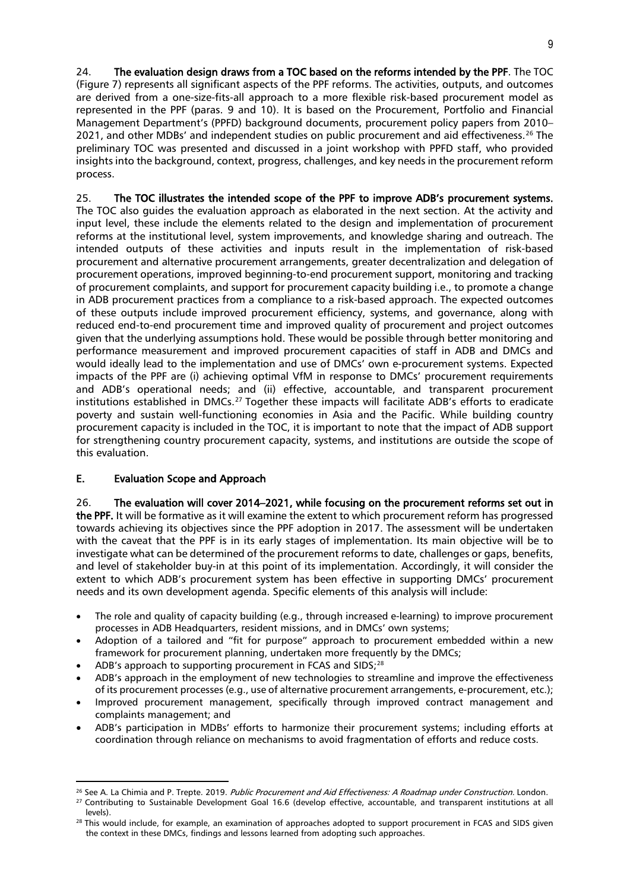24. **The evaluation design draws from a TOC based on the reforms intended by the PPF**. The TOC (Figure 7) represents all significant aspects of the PPF reforms. The activities, outputs, and outcomes are derived from a one-size-fits-all approach to a more flexible risk-based procurement model as represented in the PPF (paras. 9 and 10). It is based on the Procurement, Portfolio and Financial Management Department's (PPFD) background documents, procurement policy papers from 2010–2021, and other MDBs' and independent studies on public procurement and aid effectiveness.[26] The preliminary TOC was presented and discussed in a joint workshop with PPFD staff, who provided insights into the background, context, progress, challenges, and key needs in the procurement reform process.

25. **The TOC illustrates the intended scope of the PPF to improve ADB's procurement systems.** The TOC also guides the evaluation approach as elaborated in the next section. At the activity and input level, these include the elements related to the design and implementation of procurement reforms at the institutional level, system improvements, and knowledge sharing and outreach. The intended outputs of these activities and inputs result in the implementation of risk-based procurement and alternative procurement arrangements, greater decentralization and delegation of procurement operations, improved beginning-to-end procurement support, monitoring and tracking of procurement complaints, and support for procurement capacity building i.e., to promote a change in ADB procurement practices from a compliance to a risk-based approach. The expected outcomes of these outputs include improved procurement efficiency, systems, and governance, along with reduced end-to-end procurement time and improved quality of procurement and project outcomes given that the underlying assumptions hold. These would be possible through better monitoring and performance measurement and improved procurement capacities of staff in ADB and DMCs and would ideally lead to the implementation and use of DMCs' own e-procurement systems. Expected impacts of the PPF are (i) achieving optimal VfM in response to DMCs' procurement requirements and ADB's operational needs; and (ii) effective, accountable, and transparent procurement institutions established in DMCs.[27] Together these impacts will facilitate ADB's efforts to eradicate poverty and sustain well-functioning economies in Asia and the Pacific. While building country procurement capacity is included in the TOC, it is important to note that the impact of ADB support for strengthening country procurement capacity, systems, and institutions are outside the scope of this evaluation.

## E. Evaluation Scope and Approach

26. **The evaluation will cover 2014–2021, while focusing on the procurement reforms set out in the PPF.** It will be formative as it will examine the extent to which procurement reform has progressed towards achieving its objectives since the PPF adoption in 2017. The assessment will be undertaken with the caveat that the PPF is in its early stages of implementation. Its main objective will be to investigate what can be determined of the procurement reforms to date, challenges or gaps, benefits, and level of stakeholder buy-in at this point of its implementation. Accordingly, it will consider the extent to which ADB's procurement system has been effective in supporting DMCs' procurement needs and its own development agenda. Specific elements of this analysis will include:

- The role and quality of capacity building (e.g., through increased e-learning) to improve procurement processes in ADB Headquarters, resident missions, and in DMCs' own systems;
- Adoption of a tailored and "fit for purpose" approach to procurement embedded within a new framework for procurement planning, undertaken more frequently by the DMCs;
- ADB's approach to supporting procurement in FCAS and SIDS;[28]
- ADB's approach in the employment of new technologies to streamline and improve the effectiveness of its procurement processes (e.g., use of alternative procurement arrangements, e-procurement, etc.);
- Improved procurement management, specifically through improved contract management and complaints management; and
- ADB's participation in MDBs' efforts to harmonize their procurement systems; including efforts at coordination through reliance on mechanisms to avoid fragmentation of efforts and reduce costs.

---

[26] See A. La Chimia and P. Trepte. 2019. *Public Procurement and Aid Effectiveness: A Roadmap under Construction*. London.

[27] Contributing to Sustainable Development Goal 16.6 (develop effective, accountable, and transparent institutions at all levels).

[28] This would include, for example, an examination of approaches adopted to support procurement in FCAS and SIDS given the context in these DMCs, findings and lessons learned from adopting such approaches.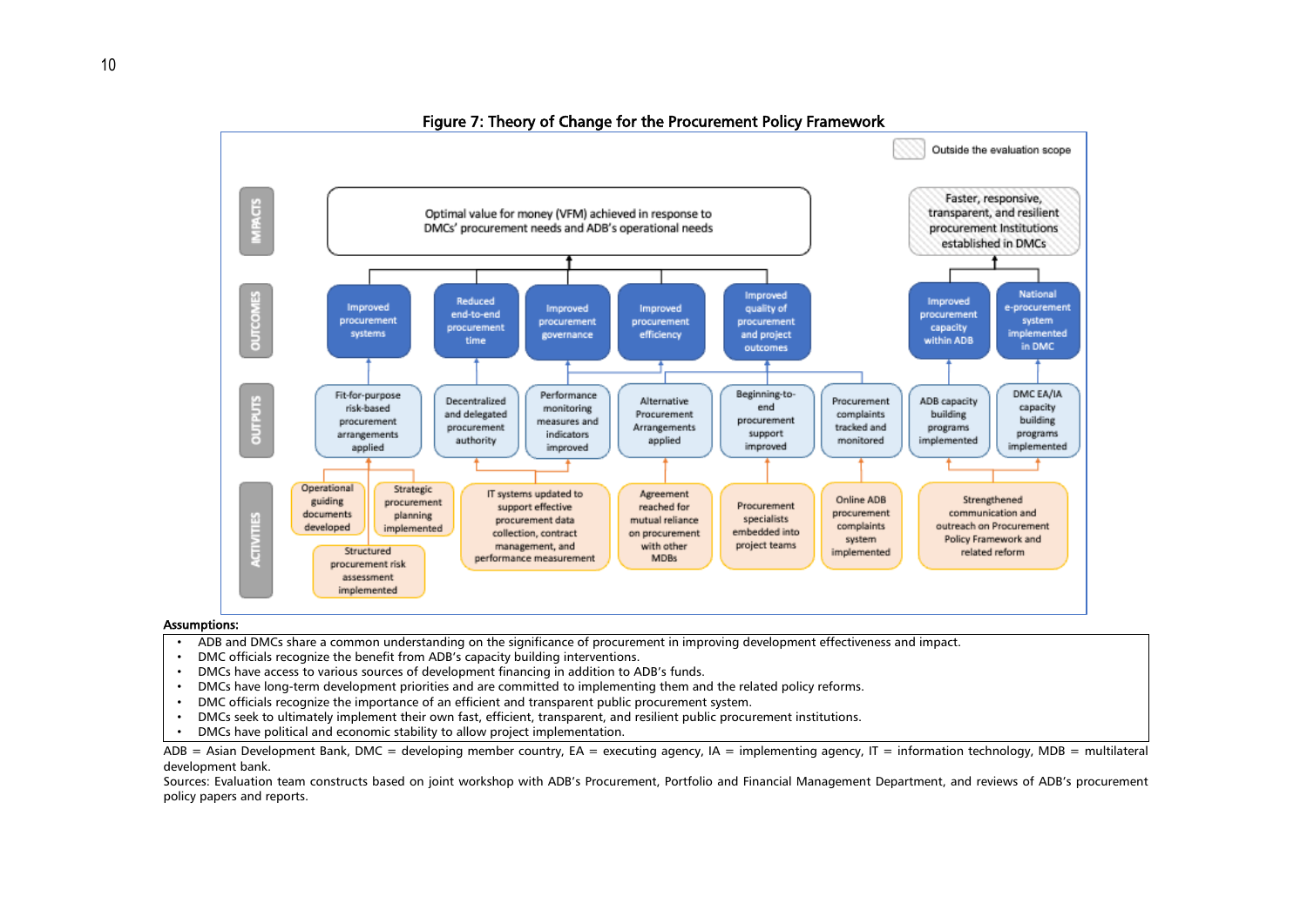**Figure 7: Theory of Change for the Procurement Policy Framework**

Outside the evaluation scope

**IMPACTS**

- Optimal value for money (VFM) achieved in response to DMCs' procurement needs and ADB's operational needs
- Faster, responsive, transparent, and resilient procurement Institutions established in DMCs

**OUTCOMES**

- Improved procurement systems
- Reduced end-to-end procurement time
- Improved procurement governance
- Improved procurement efficiency
- Improved quality of procurement and project outcomes
- Improved procurement capacity within ADB
- National e-procurement system implemented in DMC

**OUTPUTS**

- Fit-for-purpose risk-based procurement arrangements applied
- Decentralized and delegated procurement authority
- Performance monitoring measures and indicators improved
- Alternative Procurement Arrangements applied
- Beginning-to-end procurement support improved
- Procurement complaints tracked and monitored
- ADB capacity building programs implemented
- DMC EA/IA capacity building programs implemented

**ACTIVITIES**

- Operational guiding documents developed
- Strategic procurement planning implemented
- Structured procurement risk assessment implemented
- IT systems updated to support effective procurement data collection, contract management, and performance measurement
- Agreement reached for mutual reliance on procurement with other MDBs
- Procurement specialists embedded into project teams
- Online ADB procurement complaints system implemented
- Strengthened communication and outreach on Procurement Policy Framework and related reform

**Assumptions:**

- ADB and DMCs share a common understanding on the significance of procurement in improving development effectiveness and impact.
- DMC officials recognize the benefit from ADB's capacity building interventions.
- DMCs have access to various sources of development financing in addition to ADB's funds.
- DMCs have long-term development priorities and are committed to implementing them and the related policy reforms.
- DMC officials recognize the importance of an efficient and transparent public procurement system.
- DMCs seek to ultimately implement their own fast, efficient, transparent, and resilient public procurement institutions.
- DMCs have political and economic stability to allow project implementation.

ADB = Asian Development Bank, DMC = developing member country, EA = executing agency, IA = implementing agency, IT = information technology, MDB = multilateral development bank.

Sources: Evaluation team constructs based on joint workshop with ADB's Procurement, Portfolio and Financial Management Department, and reviews of ADB's procurement policy papers and reports.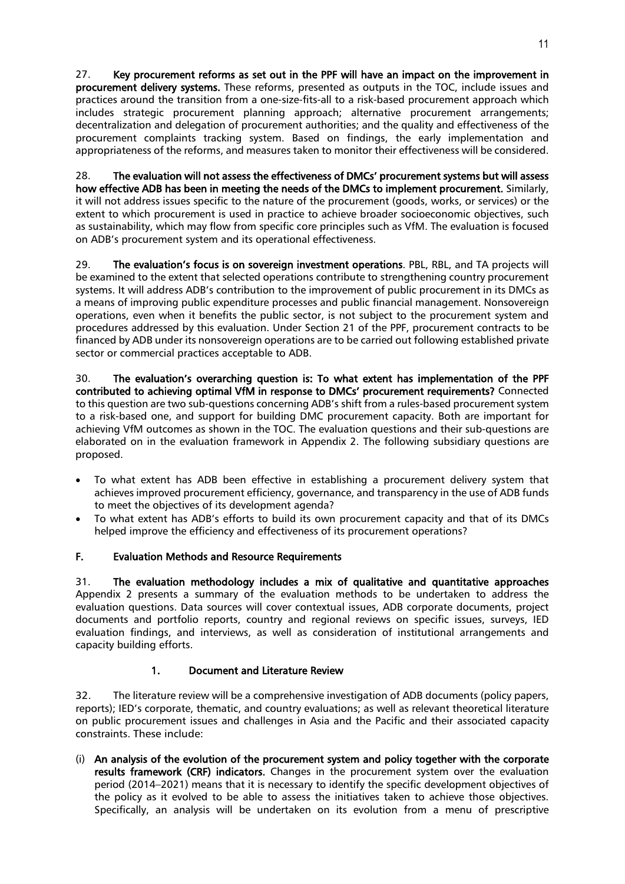27. **Key procurement reforms as set out in the PPF will have an impact on the improvement in procurement delivery systems.** These reforms, presented as outputs in the TOC, include issues and practices around the transition from a one-size-fits-all to a risk-based procurement approach which includes strategic procurement planning approach; alternative procurement arrangements; decentralization and delegation of procurement authorities; and the quality and effectiveness of the procurement complaints tracking system. Based on findings, the early implementation and appropriateness of the reforms, and measures taken to monitor their effectiveness will be considered.

28. **The evaluation will not assess the effectiveness of DMCs' procurement systems but will assess how effective ADB has been in meeting the needs of the DMCs to implement procurement.** Similarly, it will not address issues specific to the nature of the procurement (goods, works, or services) or the extent to which procurement is used in practice to achieve broader socioeconomic objectives, such as sustainability, which may flow from specific core principles such as VfM. The evaluation is focused on ADB's procurement system and its operational effectiveness.

29. **The evaluation's focus is on sovereign investment operations**. PBL, RBL, and TA projects will be examined to the extent that selected operations contribute to strengthening country procurement systems. It will address ADB's contribution to the improvement of public procurement in its DMCs as a means of improving public expenditure processes and public financial management. Nonsovereign operations, even when it benefits the public sector, is not subject to the procurement system and procedures addressed by this evaluation. Under Section 21 of the PPF, procurement contracts to be financed by ADB under its nonsovereign operations are to be carried out following established private sector or commercial practices acceptable to ADB.

30. **The evaluation's overarching question is: To what extent has implementation of the PPF contributed to achieving optimal VfM in response to DMCs' procurement requirements?** Connected to this question are two sub-questions concerning ADB's shift from a rules-based procurement system to a risk-based one, and support for building DMC procurement capacity. Both are important for achieving VfM outcomes as shown in the TOC. The evaluation questions and their sub-questions are elaborated on in the evaluation framework in Appendix 2. The following subsidiary questions are proposed.

- To what extent has ADB been effective in establishing a procurement delivery system that achieves improved procurement efficiency, governance, and transparency in the use of ADB funds to meet the objectives of its development agenda?
- To what extent has ADB's efforts to build its own procurement capacity and that of its DMCs helped improve the efficiency and effectiveness of its procurement operations?

## F. Evaluation Methods and Resource Requirements

31. **The evaluation methodology includes a mix of qualitative and quantitative approaches** Appendix 2 presents a summary of the evaluation methods to be undertaken to address the evaluation questions. Data sources will cover contextual issues, ADB corporate documents, project documents and portfolio reports, country and regional reviews on specific issues, surveys, IED evaluation findings, and interviews, as well as consideration of institutional arrangements and capacity building efforts.

### 1. Document and Literature Review

32. The literature review will be a comprehensive investigation of ADB documents (policy papers, reports); IED's corporate, thematic, and country evaluations; as well as relevant theoretical literature on public procurement issues and challenges in Asia and the Pacific and their associated capacity constraints. These include:

(i) **An analysis of the evolution of the procurement system and policy together with the corporate results framework (CRF) indicators.** Changes in the procurement system over the evaluation period (2014–2021) means that it is necessary to identify the specific development objectives of the policy as it evolved to be able to assess the initiatives taken to achieve those objectives. Specifically, an analysis will be undertaken on its evolution from a menu of prescriptive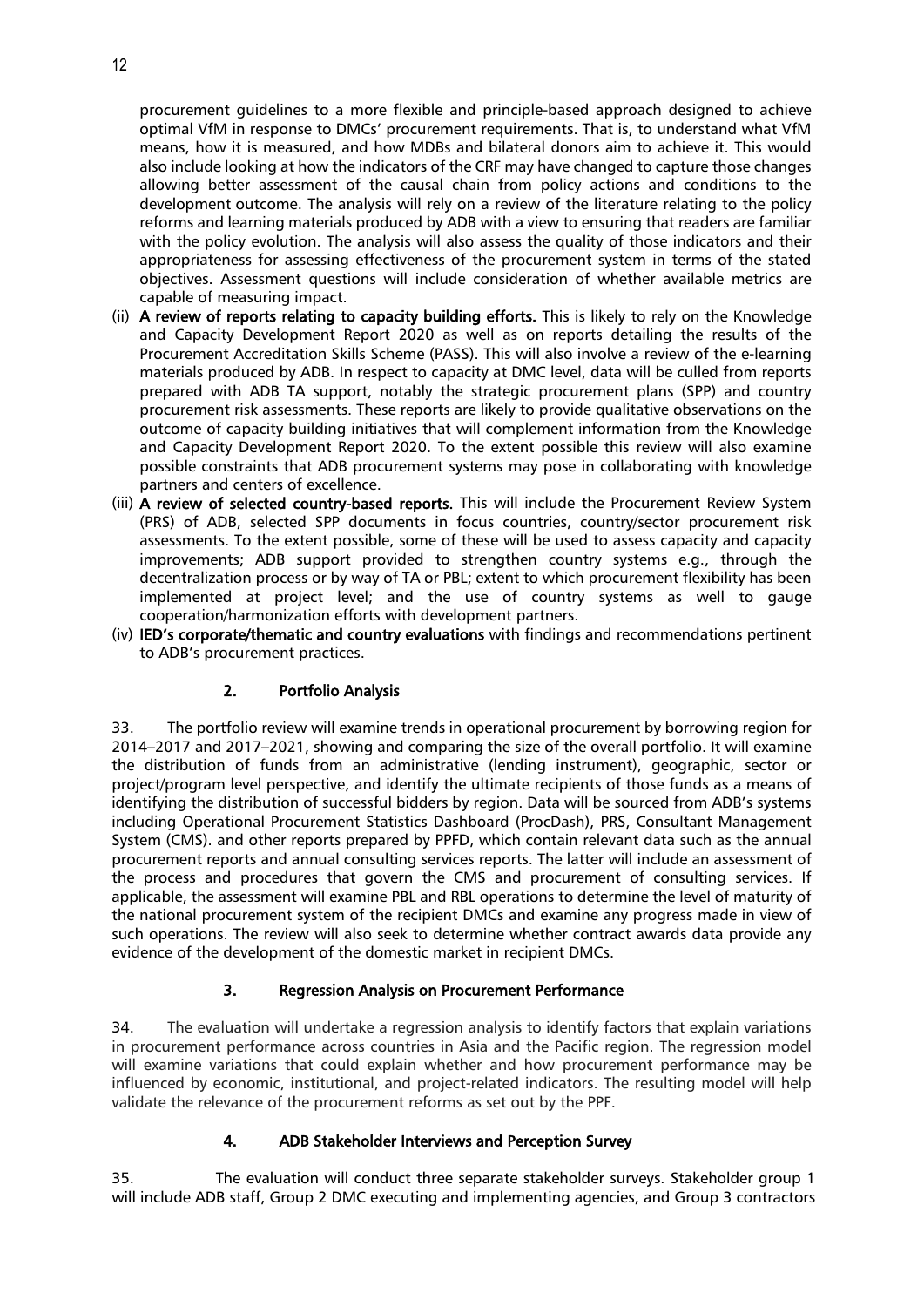procurement guidelines to a more flexible and principle-based approach designed to achieve optimal VfM in response to DMCs' procurement requirements. That is, to understand what VfM means, how it is measured, and how MDBs and bilateral donors aim to achieve it. This would also include looking at how the indicators of the CRF may have changed to capture those changes allowing better assessment of the causal chain from policy actions and conditions to the development outcome. The analysis will rely on a review of the literature relating to the policy reforms and learning materials produced by ADB with a view to ensuring that readers are familiar with the policy evolution. The analysis will also assess the quality of those indicators and their appropriateness for assessing effectiveness of the procurement system in terms of the stated objectives. Assessment questions will include consideration of whether available metrics are capable of measuring impact.

(ii) **A review of reports relating to capacity building efforts.** This is likely to rely on the Knowledge and Capacity Development Report 2020 as well as on reports detailing the results of the Procurement Accreditation Skills Scheme (PASS). This will also involve a review of the e-learning materials produced by ADB. In respect to capacity at DMC level, data will be culled from reports prepared with ADB TA support, notably the strategic procurement plans (SPP) and country procurement risk assessments. These reports are likely to provide qualitative observations on the outcome of capacity building initiatives that will complement information from the Knowledge and Capacity Development Report 2020. To the extent possible this review will also examine possible constraints that ADB procurement systems may pose in collaborating with knowledge partners and centers of excellence.

(iii) **A review of selected country-based reports.** This will include the Procurement Review System (PRS) of ADB, selected SPP documents in focus countries, country/sector procurement risk assessments. To the extent possible, some of these will be used to assess capacity and capacity improvements; ADB support provided to strengthen country systems e.g., through the decentralization process or by way of TA or PBL; extent to which procurement flexibility has been implemented at project level; and the use of country systems as well to gauge cooperation/harmonization efforts with development partners.

(iv) **IED's corporate/thematic and country evaluations** with findings and recommendations pertinent to ADB's procurement practices.

### 2. Portfolio Analysis

33. The portfolio review will examine trends in operational procurement by borrowing region for 2014–2017 and 2017–2021, showing and comparing the size of the overall portfolio. It will examine the distribution of funds from an administrative (lending instrument), geographic, sector or project/program level perspective, and identify the ultimate recipients of those funds as a means of identifying the distribution of successful bidders by region. Data will be sourced from ADB's systems including Operational Procurement Statistics Dashboard (ProcDash), PRS, Consultant Management System (CMS). and other reports prepared by PPFD, which contain relevant data such as the annual procurement reports and annual consulting services reports. The latter will include an assessment of the process and procedures that govern the CMS and procurement of consulting services. If applicable, the assessment will examine PBL and RBL operations to determine the level of maturity of the national procurement system of the recipient DMCs and examine any progress made in view of such operations. The review will also seek to determine whether contract awards data provide any evidence of the development of the domestic market in recipient DMCs.

### 3. Regression Analysis on Procurement Performance

34. The evaluation will undertake a regression analysis to identify factors that explain variations in procurement performance across countries in Asia and the Pacific region. The regression model will examine variations that could explain whether and how procurement performance may be influenced by economic, institutional, and project-related indicators. The resulting model will help validate the relevance of the procurement reforms as set out by the PPF.

### 4. ADB Stakeholder Interviews and Perception Survey

35. The evaluation will conduct three separate stakeholder surveys. Stakeholder group 1 will include ADB staff, Group 2 DMC executing and implementing agencies, and Group 3 contractors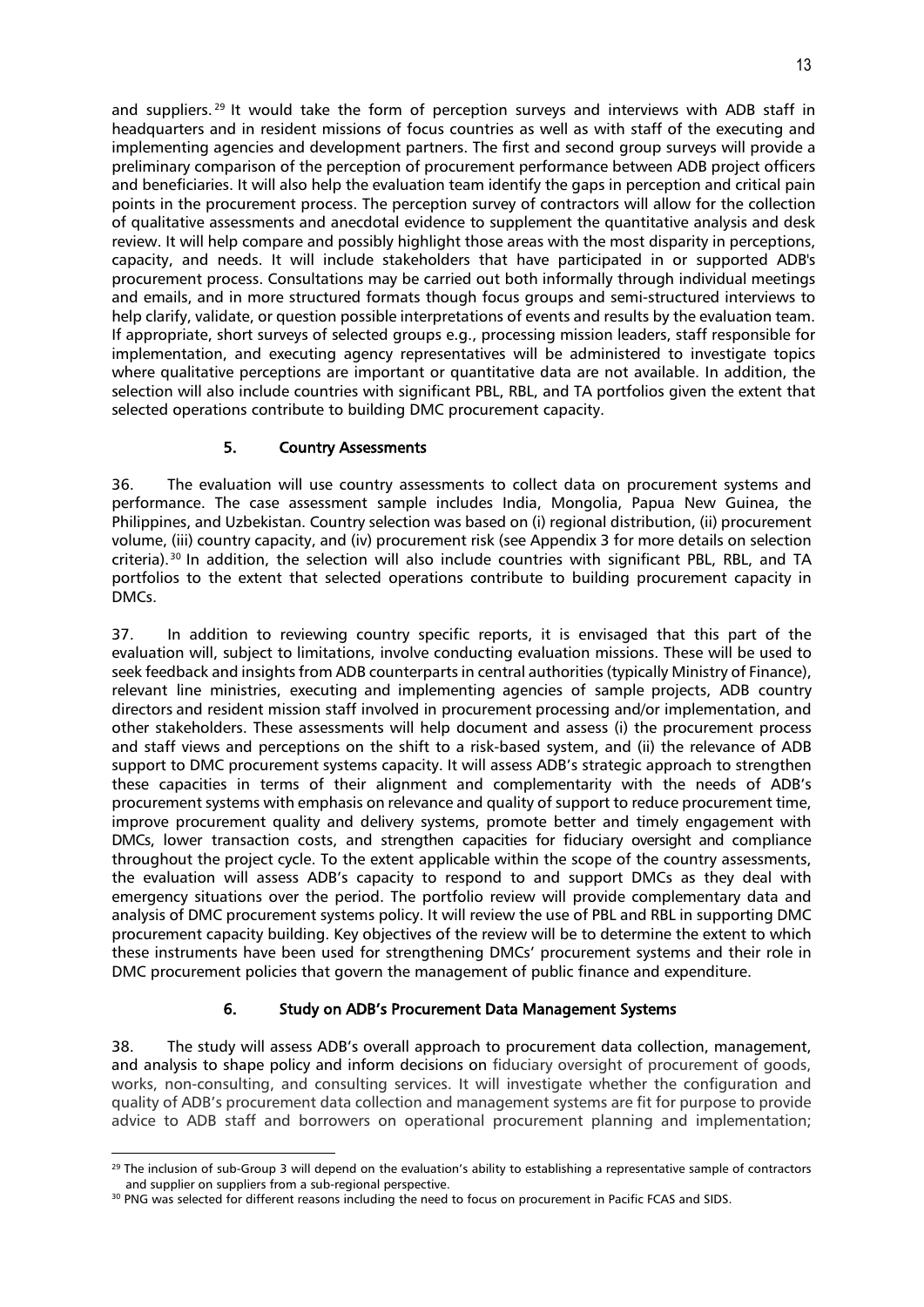and suppliers.[29] It would take the form of perception surveys and interviews with ADB staff in headquarters and in resident missions of focus countries as well as with staff of the executing and implementing agencies and development partners. The first and second group surveys will provide a preliminary comparison of the perception of procurement performance between ADB project officers and beneficiaries. It will also help the evaluation team identify the gaps in perception and critical pain points in the procurement process. The perception survey of contractors will allow for the collection of qualitative assessments and anecdotal evidence to supplement the quantitative analysis and desk review. It will help compare and possibly highlight those areas with the most disparity in perceptions, capacity, and needs. It will include stakeholders that have participated in or supported ADB's procurement process. Consultations may be carried out both informally through individual meetings and emails, and in more structured formats though focus groups and semi-structured interviews to help clarify, validate, or question possible interpretations of events and results by the evaluation team. If appropriate, short surveys of selected groups e.g., processing mission leaders, staff responsible for implementation, and executing agency representatives will be administered to investigate topics where qualitative perceptions are important or quantitative data are not available. In addition, the selection will also include countries with significant PBL, RBL, and TA portfolios given the extent that selected operations contribute to building DMC procurement capacity.

### 5. Country Assessments

36. The evaluation will use country assessments to collect data on procurement systems and performance. The case assessment sample includes India, Mongolia, Papua New Guinea, the Philippines, and Uzbekistan. Country selection was based on (i) regional distribution, (ii) procurement volume, (iii) country capacity, and (iv) procurement risk (see Appendix 3 for more details on selection criteria).[30] In addition, the selection will also include countries with significant PBL, RBL, and TA portfolios to the extent that selected operations contribute to building procurement capacity in DMCs.

37. In addition to reviewing country specific reports, it is envisaged that this part of the evaluation will, subject to limitations, involve conducting evaluation missions. These will be used to seek feedback and insights from ADB counterparts in central authorities (typically Ministry of Finance), relevant line ministries, executing and implementing agencies of sample projects, ADB country directors and resident mission staff involved in procurement processing and/or implementation, and other stakeholders. These assessments will help document and assess (i) the procurement process and staff views and perceptions on the shift to a risk-based system, and (ii) the relevance of ADB support to DMC procurement systems capacity. It will assess ADB's strategic approach to strengthen these capacities in terms of their alignment and complementarity with the needs of ADB's procurement systems with emphasis on relevance and quality of support to reduce procurement time, improve procurement quality and delivery systems, promote better and timely engagement with DMCs, lower transaction costs, and strengthen capacities for fiduciary oversight and compliance throughout the project cycle. To the extent applicable within the scope of the country assessments, the evaluation will assess ADB's capacity to respond to and support DMCs as they deal with emergency situations over the period. The portfolio review will provide complementary data and analysis of DMC procurement systems policy. It will review the use of PBL and RBL in supporting DMC procurement capacity building. Key objectives of the review will be to determine the extent to which these instruments have been used for strengthening DMCs' procurement systems and their role in DMC procurement policies that govern the management of public finance and expenditure.

### 6. Study on ADB's Procurement Data Management Systems

38. The study will assess ADB's overall approach to procurement data collection, management, and analysis to shape policy and inform decisions on fiduciary oversight of procurement of goods, works, non-consulting, and consulting services. It will investigate whether the configuration and quality of ADB's procurement data collection and management systems are fit for purpose to provide advice to ADB staff and borrowers on operational procurement planning and implementation;

---

[29] The inclusion of sub-Group 3 will depend on the evaluation's ability to establishing a representative sample of contractors and supplier on suppliers from a sub-regional perspective.

[30] PNG was selected for different reasons including the need to focus on procurement in Pacific FCAS and SIDS.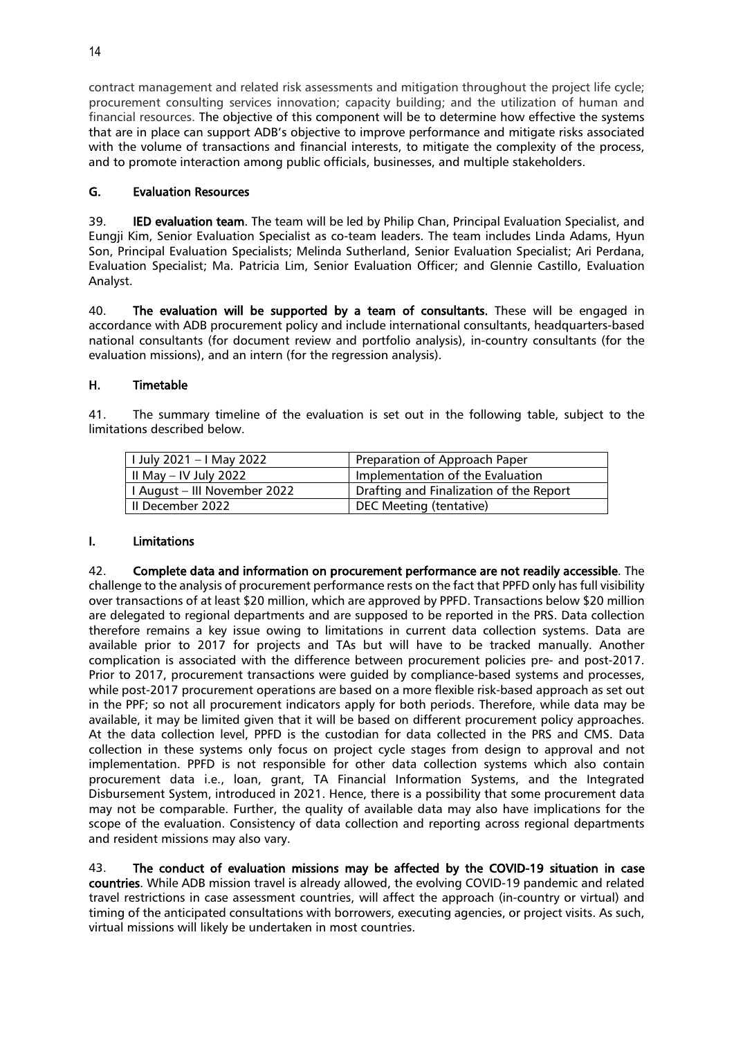contract management and related risk assessments and mitigation throughout the project life cycle; procurement consulting services innovation; capacity building; and the utilization of human and financial resources. The objective of this component will be to determine how effective the systems that are in place can support ADB's objective to improve performance and mitigate risks associated with the volume of transactions and financial interests, to mitigate the complexity of the process, and to promote interaction among public officials, businesses, and multiple stakeholders.

## G. Evaluation Resources

39. **IED evaluation team**. The team will be led by Philip Chan, Principal Evaluation Specialist, and Eungji Kim, Senior Evaluation Specialist as co-team leaders. The team includes Linda Adams, Hyun Son, Principal Evaluation Specialists; Melinda Sutherland, Senior Evaluation Specialist; Ari Perdana, Evaluation Specialist; Ma. Patricia Lim, Senior Evaluation Officer; and Glennie Castillo, Evaluation Analyst.

40. **The evaluation will be supported by a team of consultants.** These will be engaged in accordance with ADB procurement policy and include international consultants, headquarters-based national consultants (for document review and portfolio analysis), in-country consultants (for the evaluation missions), and an intern (for the regression analysis).

## H. Timetable

41. The summary timeline of the evaluation is set out in the following table, subject to the limitations described below.

| I July 2021 – I May 2022 | Preparation of Approach Paper |
|---|---|
| II May – IV July 2022 | Implementation of the Evaluation |
| I August – III November 2022 | Drafting and Finalization of the Report |
| II December 2022 | DEC Meeting (tentative) |

## I. Limitations

42. **Complete data and information on procurement performance are not readily accessible**. The challenge to the analysis of procurement performance rests on the fact that PPFD only has full visibility over transactions of at least $20 million, which are approved by PPFD. Transactions below $20 million are delegated to regional departments and are supposed to be reported in the PRS. Data collection therefore remains a key issue owing to limitations in current data collection systems. Data are available prior to 2017 for projects and TAs but will have to be tracked manually. Another complication is associated with the difference between procurement policies pre- and post-2017. Prior to 2017, procurement transactions were guided by compliance-based systems and processes, while post-2017 procurement operations are based on a more flexible risk-based approach as set out in the PPF; so not all procurement indicators apply for both periods. Therefore, while data may be available, it may be limited given that it will be based on different procurement policy approaches. At the data collection level, PPFD is the custodian for data collected in the PRS and CMS. Data collection in these systems only focus on project cycle stages from design to approval and not implementation. PPFD is not responsible for other data collection systems which also contain procurement data i.e., loan, grant, TA Financial Information Systems, and the Integrated Disbursement System, introduced in 2021. Hence, there is a possibility that some procurement data may not be comparable. Further, the quality of available data may also have implications for the scope of the evaluation. Consistency of data collection and reporting across regional departments and resident missions may also vary.

43. **The conduct of evaluation missions may be affected by the COVID-19 situation in case countries**. While ADB mission travel is already allowed, the evolving COVID-19 pandemic and related travel restrictions in case assessment countries, will affect the approach (in-country or virtual) and timing of the anticipated consultations with borrowers, executing agencies, or project visits. As such, virtual missions will likely be undertaken in most countries.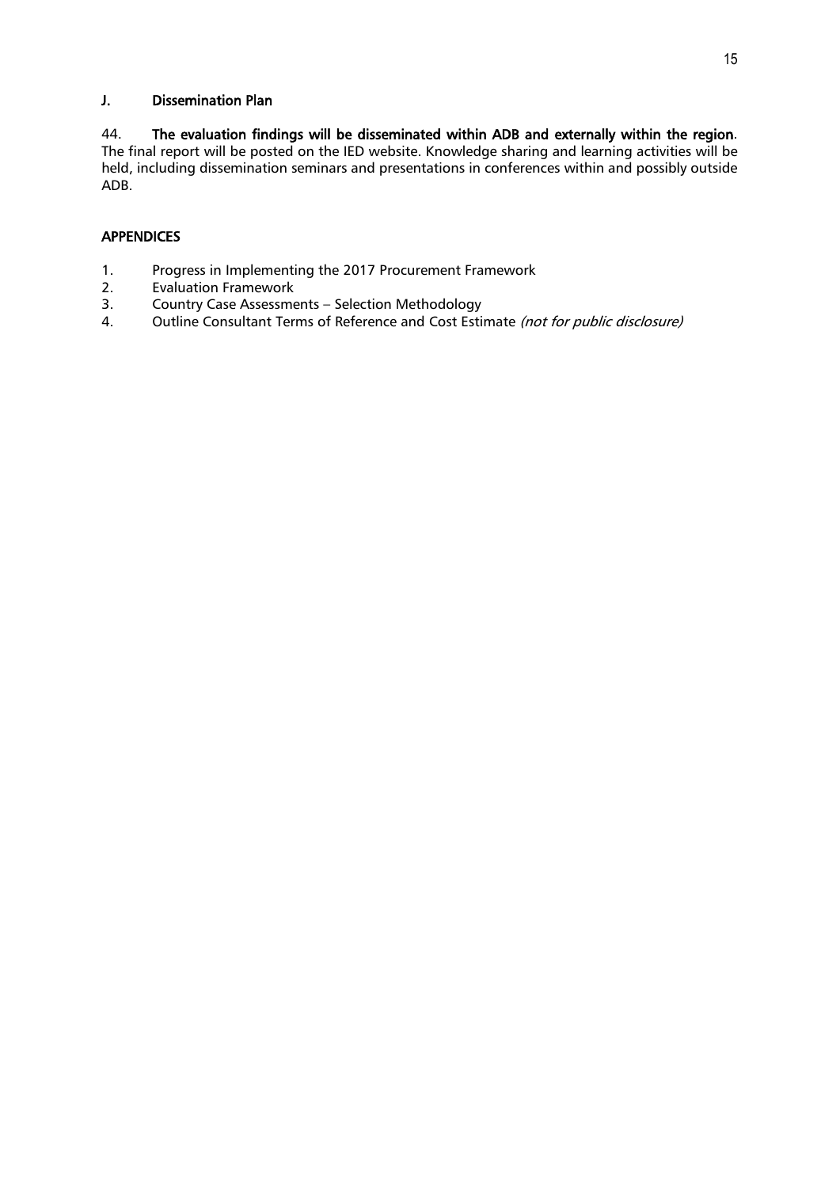### J. Dissemination Plan

44. **The evaluation findings will be disseminated within ADB and externally within the region**. The final report will be posted on the IED website. Knowledge sharing and learning activities will be held, including dissemination seminars and presentations in conferences within and possibly outside ADB.

## APPENDICES

1. Progress in Implementing the 2017 Procurement Framework
2. Evaluation Framework
3. Country Case Assessments – Selection Methodology
4. Outline Consultant Terms of Reference and Cost Estimate *(not for public disclosure)*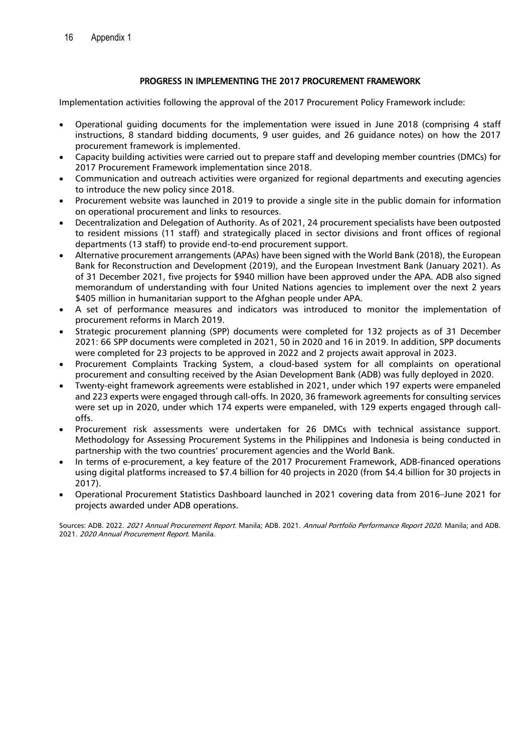## PROGRESS IN IMPLEMENTING THE 2017 PROCUREMENT FRAMEWORK

Implementation activities following the approval of the 2017 Procurement Policy Framework include:

- Operational guiding documents for the implementation were issued in June 2018 (comprising 4 staff instructions, 8 standard bidding documents, 9 user guides, and 26 guidance notes) on how the 2017 procurement framework is implemented.
- Capacity building activities were carried out to prepare staff and developing member countries (DMCs) for 2017 Procurement Framework implementation since 2018.
- Communication and outreach activities were organized for regional departments and executing agencies to introduce the new policy since 2018.
- Procurement website was launched in 2019 to provide a single site in the public domain for information on operational procurement and links to resources.
- Decentralization and Delegation of Authority. As of 2021, 24 procurement specialists have been outposted to resident missions (11 staff) and strategically placed in sector divisions and front offices of regional departments (13 staff) to provide end-to-end procurement support.
- Alternative procurement arrangements (APAs) have been signed with the World Bank (2018), the European Bank for Reconstruction and Development (2019), and the European Investment Bank (January 2021). As of 31 December 2021, five projects for $940 million have been approved under the APA. ADB also signed memorandum of understanding with four United Nations agencies to implement over the next 2 years $405 million in humanitarian support to the Afghan people under APA.
- A set of performance measures and indicators was introduced to monitor the implementation of procurement reforms in March 2019.
- Strategic procurement planning (SPP) documents were completed for 132 projects as of 31 December 2021: 66 SPP documents were completed in 2021, 50 in 2020 and 16 in 2019. In addition, SPP documents were completed for 23 projects to be approved in 2022 and 2 projects await approval in 2023.
- Procurement Complaints Tracking System, a cloud-based system for all complaints on operational procurement and consulting received by the Asian Development Bank (ADB) was fully deployed in 2020.
- Twenty-eight framework agreements were established in 2021, under which 197 experts were empaneled and 223 experts were engaged through call-offs. In 2020, 36 framework agreements for consulting services were set up in 2020, under which 174 experts were empaneled, with 129 experts engaged through call-offs.
- Procurement risk assessments were undertaken for 26 DMCs with technical assistance support. Methodology for Assessing Procurement Systems in the Philippines and Indonesia is being conducted in partnership with the two countries' procurement agencies and the World Bank.
- In terms of e-procurement, a key feature of the 2017 Procurement Framework, ADB-financed operations using digital platforms increased to $7.4 billion for 40 projects in 2020 (from $4.4 billion for 30 projects in 2017).
- Operational Procurement Statistics Dashboard launched in 2021 covering data from 2016–June 2021 for projects awarded under ADB operations.

Sources: ADB. 2022. *2021 Annual Procurement Report*. Manila; ADB. 2021. *Annual Portfolio Performance Report 2020*. Manila; and ADB. 2021. *2020 Annual Procurement Report*. Manila.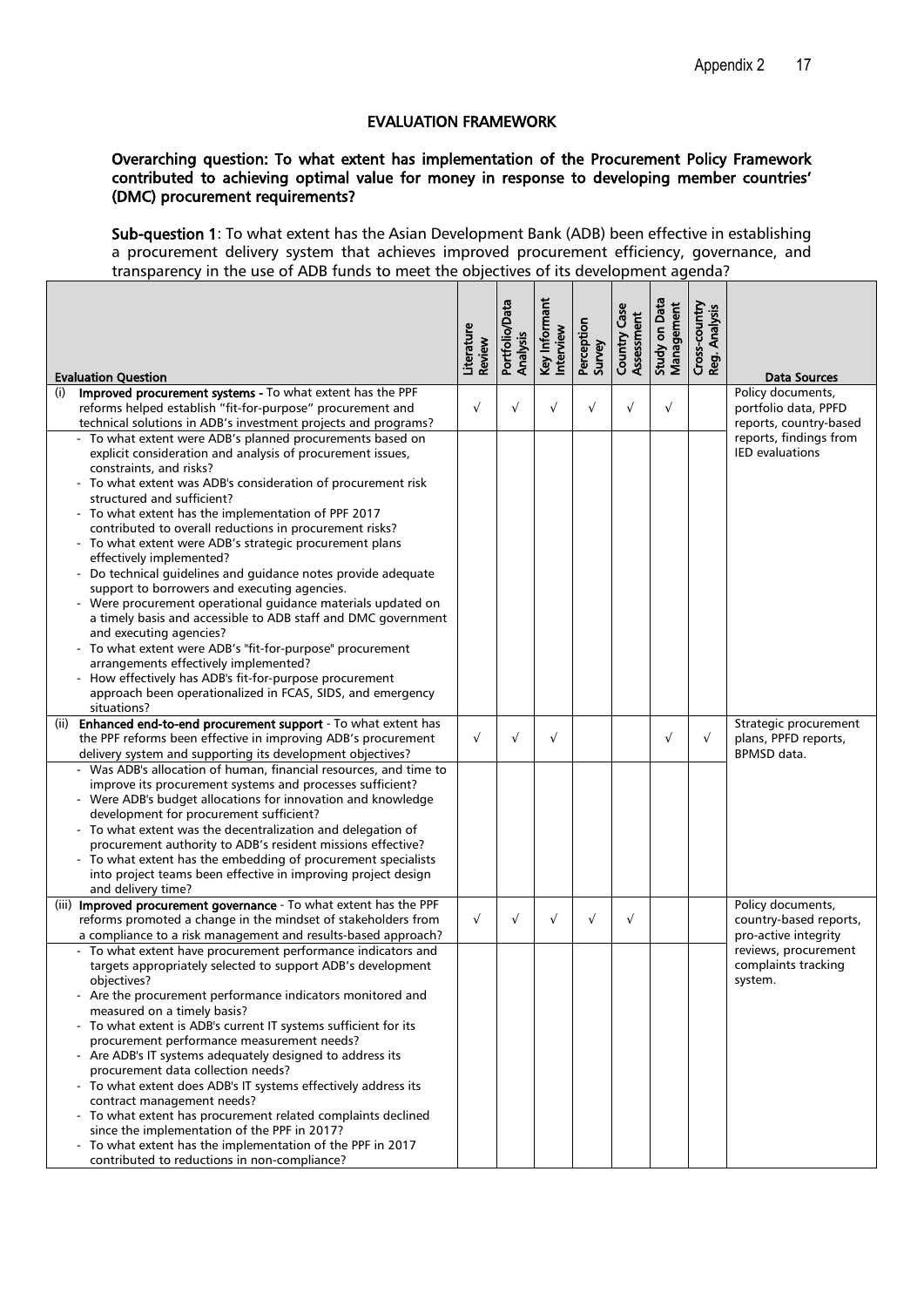## EVALUATION FRAMEWORK

**Overarching question: To what extent has implementation of the Procurement Policy Framework contributed to achieving optimal value for money in response to developing member countries' (DMC) procurement requirements?**

**Sub-question 1**: To what extent has the Asian Development Bank (ADB) been effective in establishing a procurement delivery system that achieves improved procurement efficiency, governance, and transparency in the use of ADB funds to meet the objectives of its development agenda?

| Evaluation Question | Literature Review | Portfolio/Data Analysis | Key Informant Interview | Perception Survey | Country Case Assessment | Study on Data Management | Cross-country Reg. Analysis | Data Sources |
|---|---|---|---|---|---|---|---|---|
| (i) **Improved procurement systems -** To what extent has the PPF reforms helped establish "fit-for-purpose" procurement and technical solutions in ADB's investment projects and programs? | √ | √ | √ | √ | √ | √ | | Policy documents, portfolio data, PPFD reports, country-based reports, findings from IED evaluations |
| - To what extent were ADB's planned procurements based on explicit consideration and analysis of procurement issues, constraints, and risks?<br>- To what extent was ADB's consideration of procurement risk structured and sufficient?<br>- To what extent has the implementation of PPF 2017 contributed to overall reductions in procurement risks?<br>- To what extent were ADB's strategic procurement plans effectively implemented?<br>- Do technical guidelines and guidance notes provide adequate support to borrowers and executing agencies.<br>- Were procurement operational guidance materials updated on a timely basis and accessible to ADB staff and DMC government and executing agencies?<br>- To what extent were ADB's "fit-for-purpose" procurement arrangements effectively implemented?<br>- How effectively has ADB's fit-for-purpose procurement approach been operationalized in FCAS, SIDS, and emergency situations? | | | | | | | | |
| (ii) **Enhanced end-to-end procurement support** - To what extent has the PPF reforms been effective in improving ADB's procurement delivery system and supporting its development objectives? | √ | √ | √ | | | √ | √ | Strategic procurement plans, PPFD reports, BPMSD data. |
| - Was ADB's allocation of human, financial resources, and time to improve its procurement systems and processes sufficient?<br>- Were ADB's budget allocations for innovation and knowledge development for procurement sufficient?<br>- To what extent was the decentralization and delegation of procurement authority to ADB's resident missions effective?<br>- To what extent has the embedding of procurement specialists into project teams been effective in improving project design and delivery time? | | | | | | | | |
| (iii) **Improved procurement governance** - To what extent has the PPF reforms promoted a change in the mindset of stakeholders from a compliance to a risk management and results-based approach? | √ | √ | √ | √ | √ | | | Policy documents, country-based reports, pro-active integrity reviews, procurement complaints tracking system. |
| - To what extent have procurement performance indicators and targets appropriately selected to support ADB's development objectives?<br>- Are the procurement performance indicators monitored and measured on a timely basis?<br>- To what extent is ADB's current IT systems sufficient for its procurement performance measurement needs?<br>- Are ADB's IT systems adequately designed to address its procurement data collection needs?<br>- To what extent does ADB's IT systems effectively address its contract management needs?<br>- To what extent has procurement related complaints declined since the implementation of the PPF in 2017?<br>- To what extent has the implementation of the PPF in 2017 contributed to reductions in non-compliance? | | | | | | | | |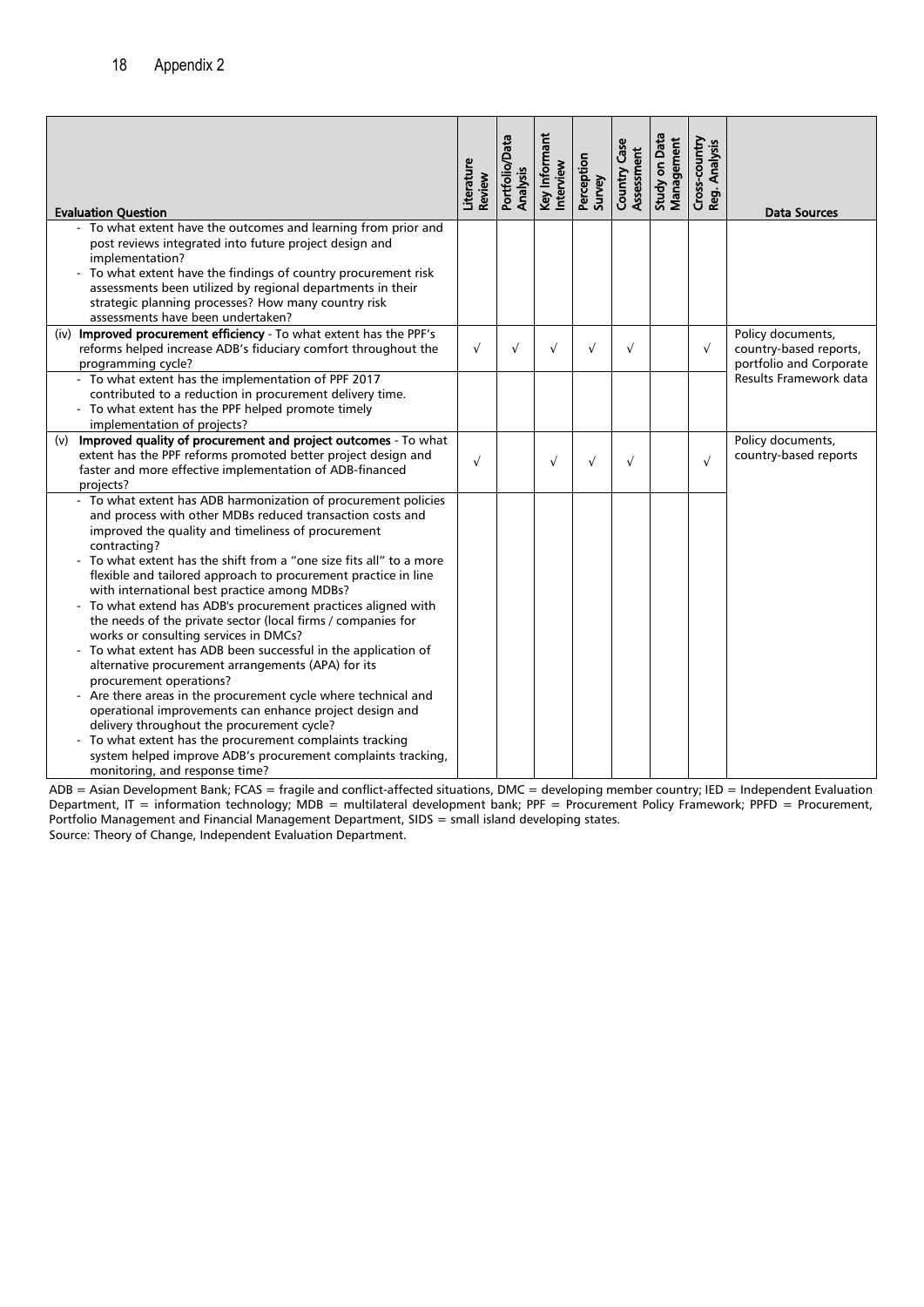| Evaluation Question | Literature Review | Portfolio/Data Analysis | Key Informant Interview | Perception Survey | Country Case Assessment | Study on Data Management | Cross-country Reg. Analysis | Data Sources |
|---|---|---|---|---|---|---|---|---|
| - To what extent have the outcomes and learning from prior and post reviews integrated into future project design and implementation?<br>- To what extent have the findings of country procurement risk assessments been utilized by regional departments in their strategic planning processes? How many country risk assessments have been undertaken? | | | | | | | | |
| (iv) **Improved procurement efficiency** - To what extent has the PPF's reforms helped increase ADB's fiduciary comfort throughout the programming cycle? | √ | √ | √ | √ | √ | | √ | Policy documents, country-based reports, portfolio and Corporate Results Framework data |
| - To what extent has the implementation of PPF 2017 contributed to a reduction in procurement delivery time.<br>- To what extent has the PPF helped promote timely implementation of projects? | | | | | | | | |
| (v) **Improved quality of procurement and project outcomes** - To what extent has the PPF reforms promoted better project design and faster and more effective implementation of ADB-financed projects? | √ | | √ | √ | √ | | √ | Policy documents, country-based reports |
| - To what extent has ADB harmonization of procurement policies and process with other MDBs reduced transaction costs and improved the quality and timeliness of procurement contracting?<br>- To what extent has the shift from a "one size fits all" to a more flexible and tailored approach to procurement practice in line with international best practice among MDBs?<br>- To what extend has ADB's procurement practices aligned with the needs of the private sector (local firms / companies for works or consulting services in DMCs?<br>- To what extent has ADB been successful in the application of alternative procurement arrangements (APA) for its procurement operations?<br>- Are there areas in the procurement cycle where technical and operational improvements can enhance project design and delivery throughout the procurement cycle?<br>- To what extent has the procurement complaints tracking system helped improve ADB's procurement complaints tracking, monitoring, and response time? | | | | | | | | |

ADB = Asian Development Bank; FCAS = fragile and conflict-affected situations, DMC = developing member country; IED = Independent Evaluation Department, IT = information technology; MDB = multilateral development bank; PPF = Procurement Policy Framework; PPFD = Procurement, Portfolio Management and Financial Management Department, SIDS = small island developing states.

Source: Theory of Change, Independent Evaluation Department.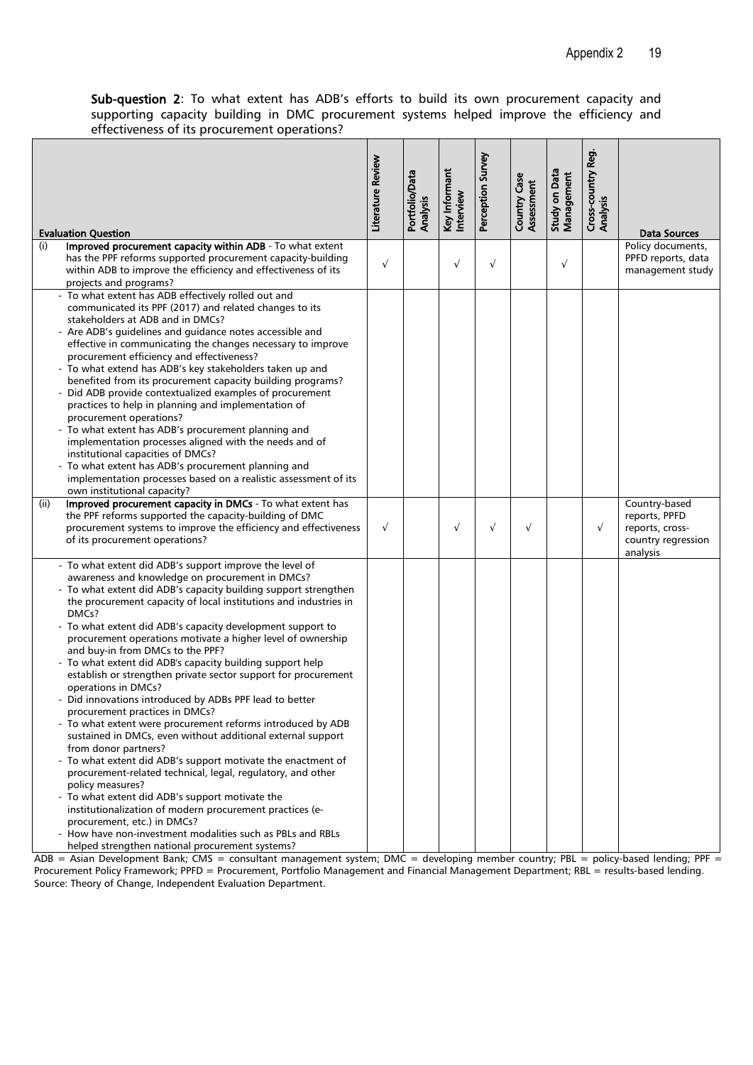**Sub-question 2**: To what extent has ADB's efforts to build its own procurement capacity and supporting capacity building in DMC procurement systems helped improve the efficiency and effectiveness of its procurement operations?

| Evaluation Question | Literature Review | Portfolio/Data Analysis | Key Informant Interview | Perception Survey | Country Case Assessment | Study on Data Management | Cross-country Reg. Analysis | Data Sources |
|---|---|---|---|---|---|---|---|---|
| (i) **Improved procurement capacity within ADB** - To what extent has the PPF reforms supported procurement capacity-building within ADB to improve the efficiency and effectiveness of its projects and programs? | √ | | √ | √ | | √ | | Policy documents, PPFD reports, data management study |
| - To what extent has ADB effectively rolled out and communicated its PPF (2017) and related changes to its stakeholders at ADB and in DMCs?<br>- Are ADB's guidelines and guidance notes accessible and effective in communicating the changes necessary to improve procurement efficiency and effectiveness?<br>- To what extend has ADB's key stakeholders taken up and benefited from its procurement capacity building programs?<br>- Did ADB provide contextualized examples of procurement practices to help in planning and implementation of procurement operations?<br>- To what extent has ADB's procurement planning and implementation processes aligned with the needs and of institutional capacities of DMCs?<br>- To what extent has ADB's procurement planning and implementation processes based on a realistic assessment of its own institutional capacity? | | | | | | | | |
| (ii) **Improved procurement capacity in DMCs** - To what extent has the PPF reforms supported the capacity-building of DMC procurement systems to improve the efficiency and effectiveness of its procurement operations? | √ | | √ | √ | √ | | √ | Country-based reports, PPFD reports, cross-country regression analysis |
| - To what extent did ADB's support improve the level of awareness and knowledge on procurement in DMCs?<br>- To what extent did ADB's capacity building support strengthen the procurement capacity of local institutions and industries in DMCs?<br>- To what extent did ADB's capacity development support to procurement operations motivate a higher level of ownership and buy-in from DMCs to the PPF?<br>- To what extent did ADB's capacity building support help establish or strengthen private sector support for procurement operations in DMCs?<br>- Did innovations introduced by ADBs PPF lead to better procurement practices in DMCs?<br>- To what extent were procurement reforms introduced by ADB sustained in DMCs, even without additional external support from donor partners?<br>- To what extent did ADB's support motivate the enactment of procurement-related technical, legal, regulatory, and other policy measures?<br>- To what extent did ADB's support motivate the institutionalization of modern procurement practices (e-procurement, etc.) in DMCs?<br>- How have non-investment modalities such as PBLs and RBLs helped strengthen national procurement systems? | | | | | | | | |

ADB = Asian Development Bank; CMS = consultant management system; DMC = developing member country; PBL = policy-based lending; PPF = Procurement Policy Framework; PPFD = Procurement, Portfolio Management and Financial Management Department; RBL = results-based lending.
Source: Theory of Change, Independent Evaluation Department.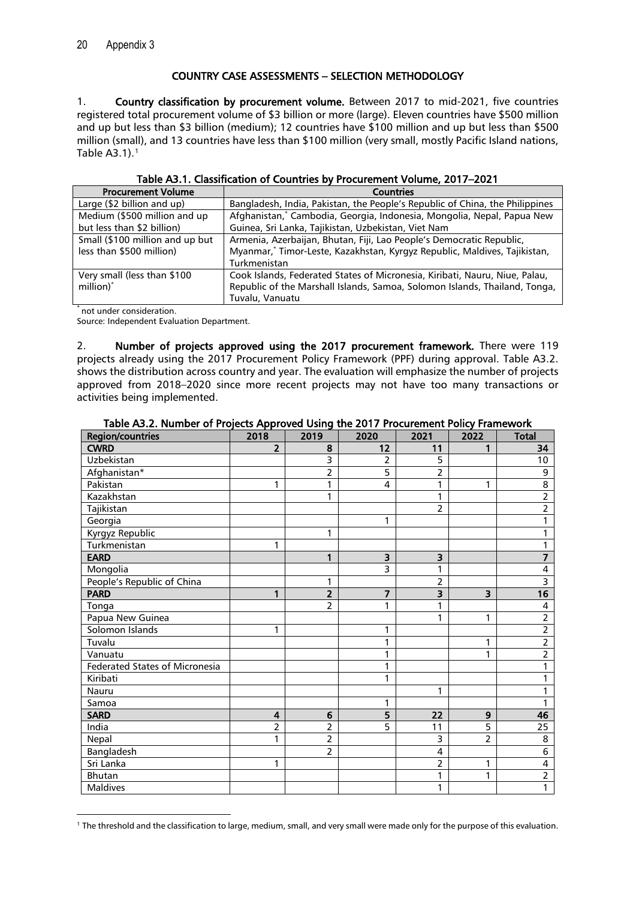Appendix 3

## COUNTRY CASE ASSESSMENTS – SELECTION METHODOLOGY

1. **Country classification by procurement volume.** Between 2017 to mid-2021, five countries registered total procurement volume of $3 billion or more (large). Eleven countries have $500 million and up but less than $3 billion (medium); 12 countries have $100 million and up but less than $500 million (small), and 13 countries have less than $100 million (very small, mostly Pacific Island nations, Table A3.1).[1]

**Table A3.1. Classification of Countries by Procurement Volume, 2017–2021**

| Procurement Volume | Countries |
|---|---|
| Large ($2 billion and up) | Bangladesh, India, Pakistan, the People's Republic of China, the Philippines |
| Medium ($500 million and up but less than $2 billion) | Afghanistan,* Cambodia, Georgia, Indonesia, Mongolia, Nepal, Papua New Guinea, Sri Lanka, Tajikistan, Uzbekistan, Viet Nam |
| Small ($100 million and up but less than $500 million) | Armenia, Azerbaijan, Bhutan, Fiji, Lao People's Democratic Republic, Myanmar,* Timor-Leste, Kazakhstan, Kyrgyz Republic, Maldives, Tajikistan, Turkmenistan |
| Very small (less than $100 million)* | Cook Islands, Federated States of Micronesia, Kiribati, Nauru, Niue, Palau, Republic of the Marshall Islands, Samoa, Solomon Islands, Thailand, Tonga, Tuvalu, Vanuatu |

* not under consideration.
Source: Independent Evaluation Department.

2. **Number of projects approved using the 2017 procurement framework.** There were 119 projects already using the 2017 Procurement Policy Framework (PPF) during approval. Table A3.2. shows the distribution across country and year. The evaluation will emphasize the number of projects approved from 2018–2020 since more recent projects may not have too many transactions or activities being implemented.

**Table A3.2. Number of Projects Approved Using the 2017 Procurement Policy Framework**

| Region/countries | 2018 | 2019 | 2020 | 2021 | 2022 | Total |
|---|---|---|---|---|---|---|
| **CWRD** | **2** | **8** | **12** | **11** | **1** | **34** |
| Uzbekistan | | 3 | 2 | 5 | | 10 |
| Afghanistan* | | 2 | 5 | 2 | | 9 |
| Pakistan | 1 | 1 | 4 | 1 | 1 | 8 |
| Kazakhstan | | 1 | | 1 | | 2 |
| Tajikistan | | | | 2 | | 2 |
| Georgia | | | 1 | | | 1 |
| Kyrgyz Republic | | 1 | | | | 1 |
| Turkmenistan | 1 | | | | | 1 |
| **EARD** | | **1** | **3** | **3** | | **7** |
| Mongolia | | | 3 | 1 | | 4 |
| People's Republic of China | | 1 | | 2 | | 3 |
| **PARD** | **1** | **2** | **7** | **3** | **3** | **16** |
| Tonga | | 2 | 1 | 1 | | 4 |
| Papua New Guinea | | | | 1 | 1 | 2 |
| Solomon Islands | 1 | | 1 | | | 2 |
| Tuvalu | | | 1 | | 1 | 2 |
| Vanuatu | | | 1 | | 1 | 2 |
| Federated States of Micronesia | | | 1 | | | 1 |
| Kiribati | | | 1 | | | 1 |
| Nauru | | | | 1 | | 1 |
| Samoa | | | 1 | | | 1 |
| **SARD** | **4** | **6** | **5** | **22** | **9** | **46** |
| India | 2 | 2 | 5 | 11 | 5 | 25 |
| Nepal | 1 | 2 | | 3 | 2 | 8 |
| Bangladesh | | 2 | | 4 | | 6 |
| Sri Lanka | 1 | | | 2 | 1 | 4 |
| Bhutan | | | | 1 | 1 | 2 |
| Maldives | | | | 1 | | 1 |

[1] The threshold and the classification to large, medium, small, and very small were made only for the purpose of this evaluation.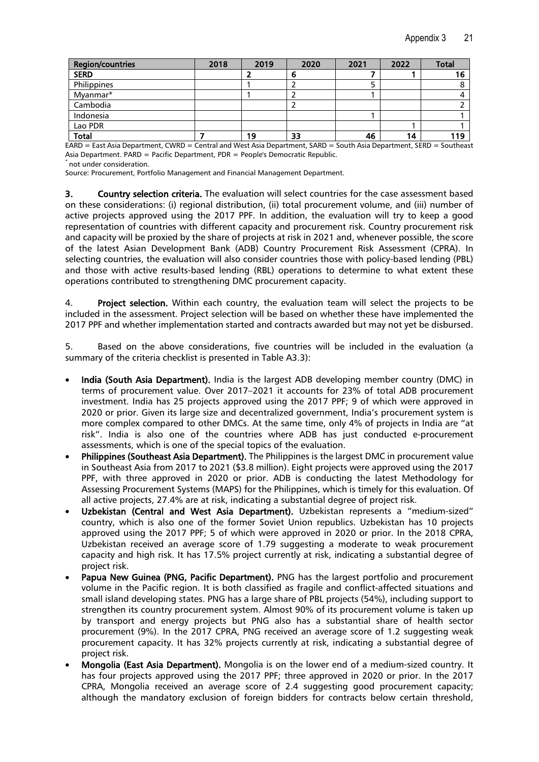| Region/countries | 2018 | 2019 | 2020 | 2021 | 2022 | Total |
|---|---|---|---|---|---|---|
| **SERD** | | **2** | **6** | **7** | **1** | **16** |
| Philippines | | 1 | 2 | 5 | | 8 |
| Myanmar* | | 1 | 2 | 1 | | 4 |
| Cambodia | | | 2 | | | 2 |
| Indonesia | | | | 1 | | 1 |
| Lao PDR | | | | | 1 | 1 |
| **Total** | **7** | **19** | **33** | **46** | **14** | **119** |

EARD = East Asia Department, CWRD = Central and West Asia Department, SARD = South Asia Department, SERD = Southeast Asia Department. PARD = Pacific Department, PDR = People's Democratic Republic.

\* not under consideration.

Source: Procurement, Portfolio Management and Financial Management Department.

3. **Country selection criteria.** The evaluation will select countries for the case assessment based on these considerations: (i) regional distribution, (ii) total procurement volume, and (iii) number of active projects approved using the 2017 PPF. In addition, the evaluation will try to keep a good representation of countries with different capacity and procurement risk. Country procurement risk and capacity will be proxied by the share of projects at risk in 2021 and, whenever possible, the score of the latest Asian Development Bank (ADB) Country Procurement Risk Assessment (CPRA). In selecting countries, the evaluation will also consider countries those with policy-based lending (PBL) and those with active results-based lending (RBL) operations to determine to what extent these operations contributed to strengthening DMC procurement capacity.

4. **Project selection.** Within each country, the evaluation team will select the projects to be included in the assessment. Project selection will be based on whether these have implemented the 2017 PPF and whether implementation started and contracts awarded but may not yet be disbursed.

5. Based on the above considerations, five countries will be included in the evaluation (a summary of the criteria checklist is presented in Table A3.3):

- **India (South Asia Department).** India is the largest ADB developing member country (DMC) in terms of procurement value. Over 2017–2021 it accounts for 23% of total ADB procurement investment. India has 25 projects approved using the 2017 PPF; 9 of which were approved in 2020 or prior. Given its large size and decentralized government, India's procurement system is more complex compared to other DMCs. At the same time, only 4% of projects in India are "at risk". India is also one of the countries where ADB has just conducted e-procurement assessments, which is one of the special topics of the evaluation.
- **Philippines (Southeast Asia Department).** The Philippines is the largest DMC in procurement value in Southeast Asia from 2017 to 2021 ($3.8 million). Eight projects were approved using the 2017 PPF, with three approved in 2020 or prior. ADB is conducting the latest Methodology for Assessing Procurement Systems (MAPS) for the Philippines, which is timely for this evaluation. Of all active projects, 27.4% are at risk, indicating a substantial degree of project risk.
- **Uzbekistan (Central and West Asia Department).** Uzbekistan represents a "medium-sized" country, which is also one of the former Soviet Union republics. Uzbekistan has 10 projects approved using the 2017 PPF; 5 of which were approved in 2020 or prior. In the 2018 CPRA, Uzbekistan received an average score of 1.79 suggesting a moderate to weak procurement capacity and high risk. It has 17.5% project currently at risk, indicating a substantial degree of project risk.
- **Papua New Guinea (PNG, Pacific Department).** PNG has the largest portfolio and procurement volume in the Pacific region. It is both classified as fragile and conflict-affected situations and small island developing states. PNG has a large share of PBL projects (54%), including support to strengthen its country procurement system. Almost 90% of its procurement volume is taken up by transport and energy projects but PNG also has a substantial share of health sector procurement (9%). In the 2017 CPRA, PNG received an average score of 1.2 suggesting weak procurement capacity. It has 32% projects currently at risk, indicating a substantial degree of project risk.
- **Mongolia (East Asia Department).** Mongolia is on the lower end of a medium-sized country. It has four projects approved using the 2017 PPF; three approved in 2020 or prior. In the 2017 CPRA, Mongolia received an average score of 2.4 suggesting good procurement capacity; although the mandatory exclusion of foreign bidders for contracts below certain threshold,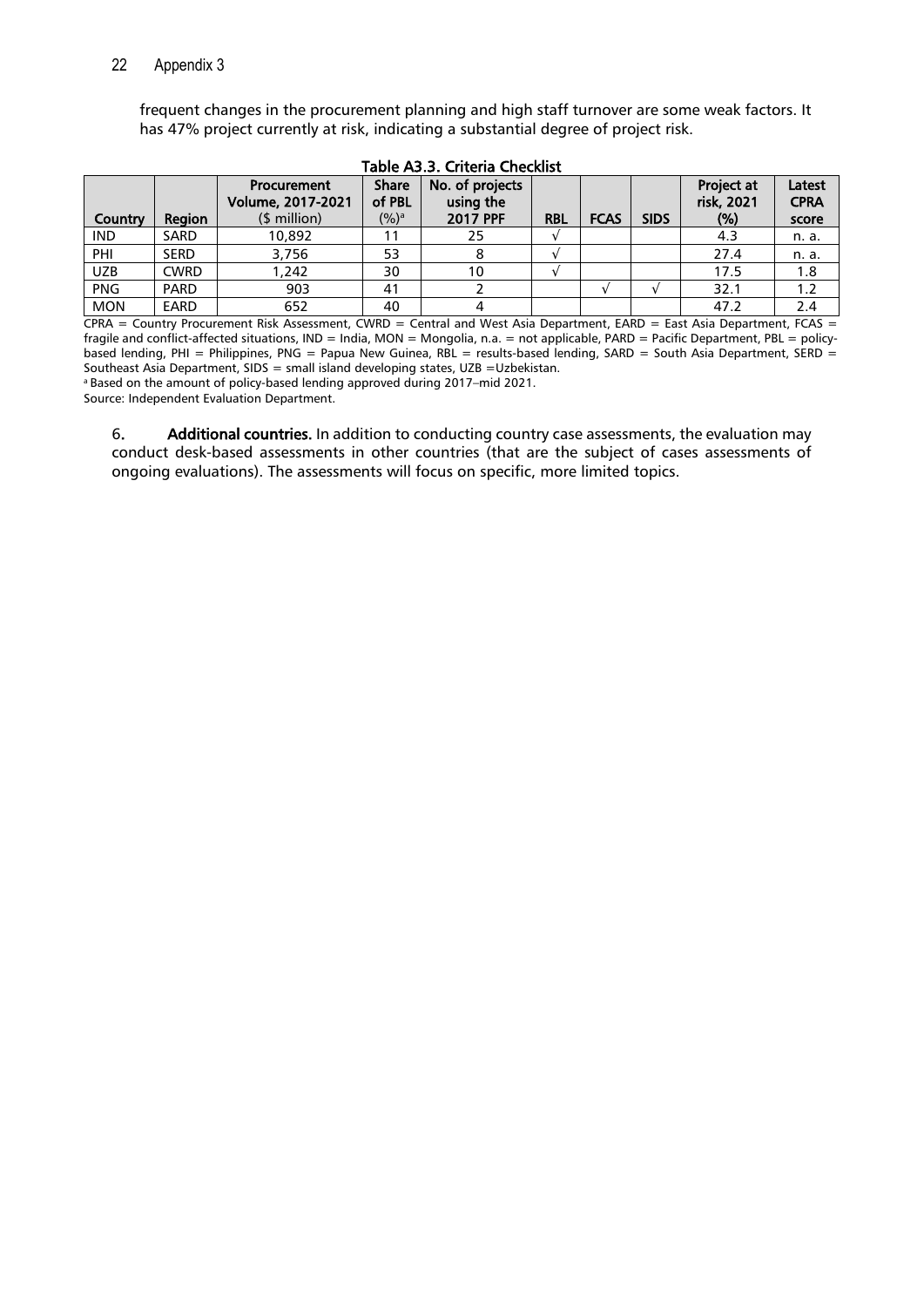frequent changes in the procurement planning and high staff turnover are some weak factors. It has 47% project currently at risk, indicating a substantial degree of project risk.

**Table A3.3. Criteria Checklist**

| Country | Region | Procurement Volume, 2017-2021 ($ million) | Share of PBL (%)[a] | No. of projects using the 2017 PPF | RBL | FCAS | SIDS | Project at risk, 2021 (%) | Latest CPRA score |
|---|---|---|---|---|---|---|---|---|---|
| IND | SARD | 10,892 | 11 | 25 | √ | | | 4.3 | n. a. |
| PHI | SERD | 3,756 | 53 | 8 | √ | | | 27.4 | n. a. |
| UZB | CWRD | 1,242 | 30 | 10 | √ | | | 17.5 | 1.8 |
| PNG | PARD | 903 | 41 | 2 | | √ | √ | 32.1 | 1.2 |
| MON | EARD | 652 | 40 | 4 | | | | 47.2 | 2.4 |

CPRA = Country Procurement Risk Assessment, CWRD = Central and West Asia Department, EARD = East Asia Department, FCAS = fragile and conflict-affected situations, IND = India, MON = Mongolia, n.a. = not applicable, PARD = Pacific Department, PBL = policy-based lending, PHI = Philippines, PNG = Papua New Guinea, RBL = results-based lending, SARD = South Asia Department, SERD = Southeast Asia Department, SIDS = small island developing states, UZB =Uzbekistan.

[a] Based on the amount of policy-based lending approved during 2017–mid 2021.

Source: Independent Evaluation Department.

6. **Additional countries.** In addition to conducting country case assessments, the evaluation may conduct desk-based assessments in other countries (that are the subject of cases assessments of ongoing evaluations). The assessments will focus on specific, more limited topics.